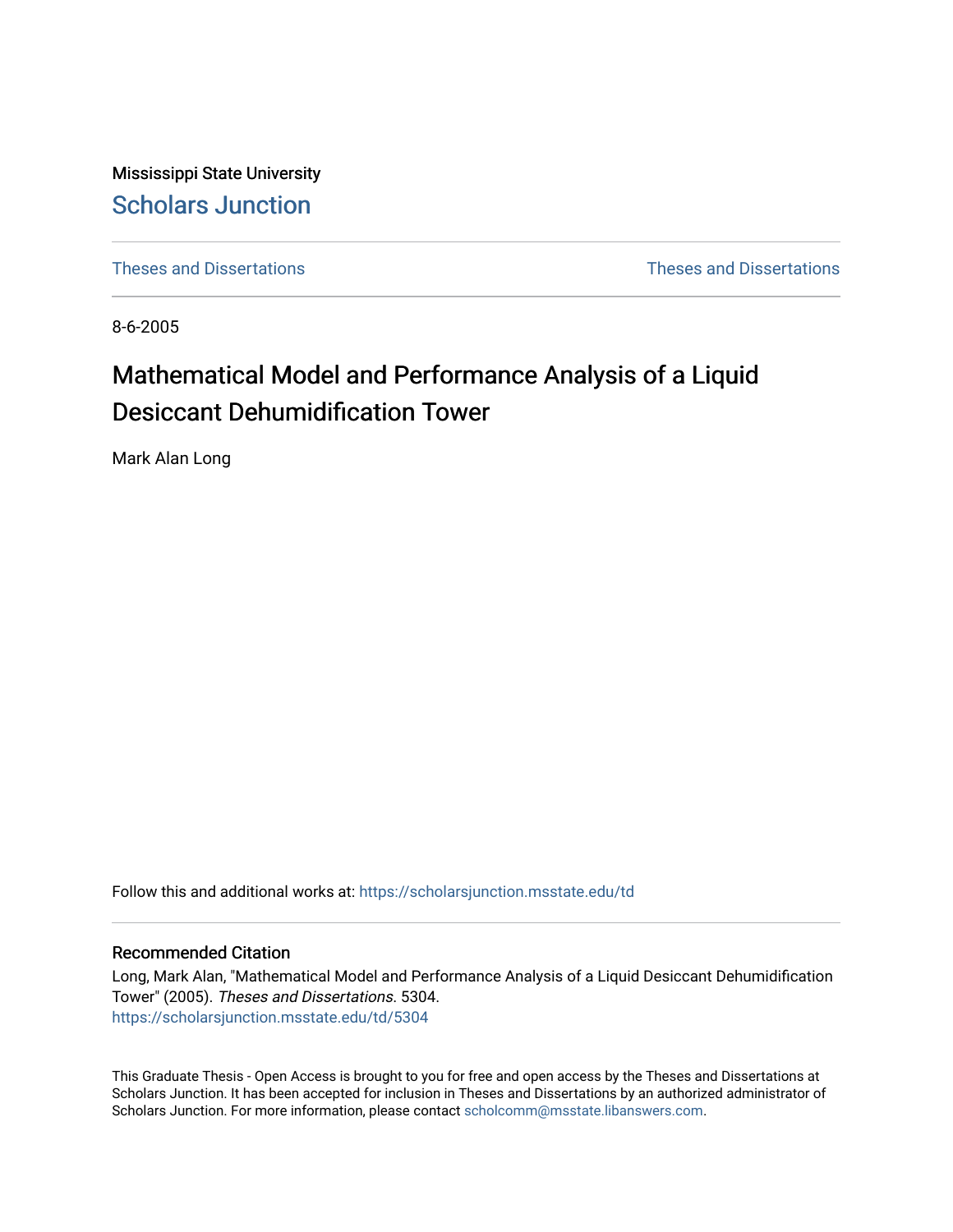Mississippi State University

# Scholars Junction

Theses and Dissertations | Theses and Dissertations

8-6-2005

## Mathematical Model and Performance Analysis of a Liquid Desiccant Dehumidification Tower

Mark Alan Long

Follow this and additional works at: https://scholarsjunction.msstate.edu/td

### Recommended Citation

Long, Mark Alan, "Mathematical Model and Performance Analysis of a Liquid Desiccant Dehumidification Tower" (2005). *Theses and Dissertations*. 5304.
https://scholarsjunction.msstate.edu/td/5304

This Graduate Thesis - Open Access is brought to you for free and open access by the Theses and Dissertations at Scholars Junction. It has been accepted for inclusion in Theses and Dissertations by an authorized administrator of Scholars Junction. For more information, please contact scholcomm@msstate.libanswers.com.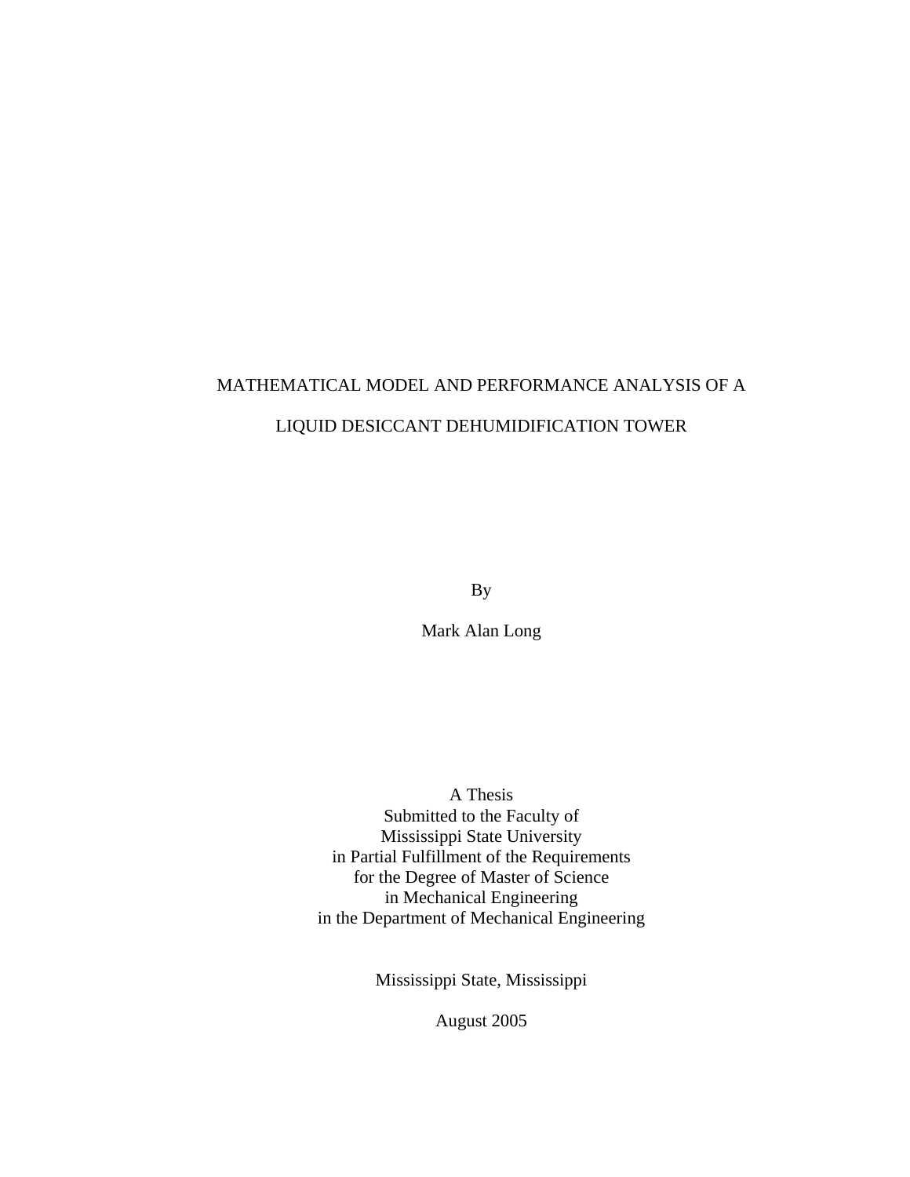# MATHEMATICAL MODEL AND PERFORMANCE ANALYSIS OF A LIQUID DESICCANT DEHUMIDIFICATION TOWER

By

Mark Alan Long

A Thesis
Submitted to the Faculty of
Mississippi State University
in Partial Fulfillment of the Requirements
for the Degree of Master of Science
in Mechanical Engineering
in the Department of Mechanical Engineering

Mississippi State, Mississippi

August 2005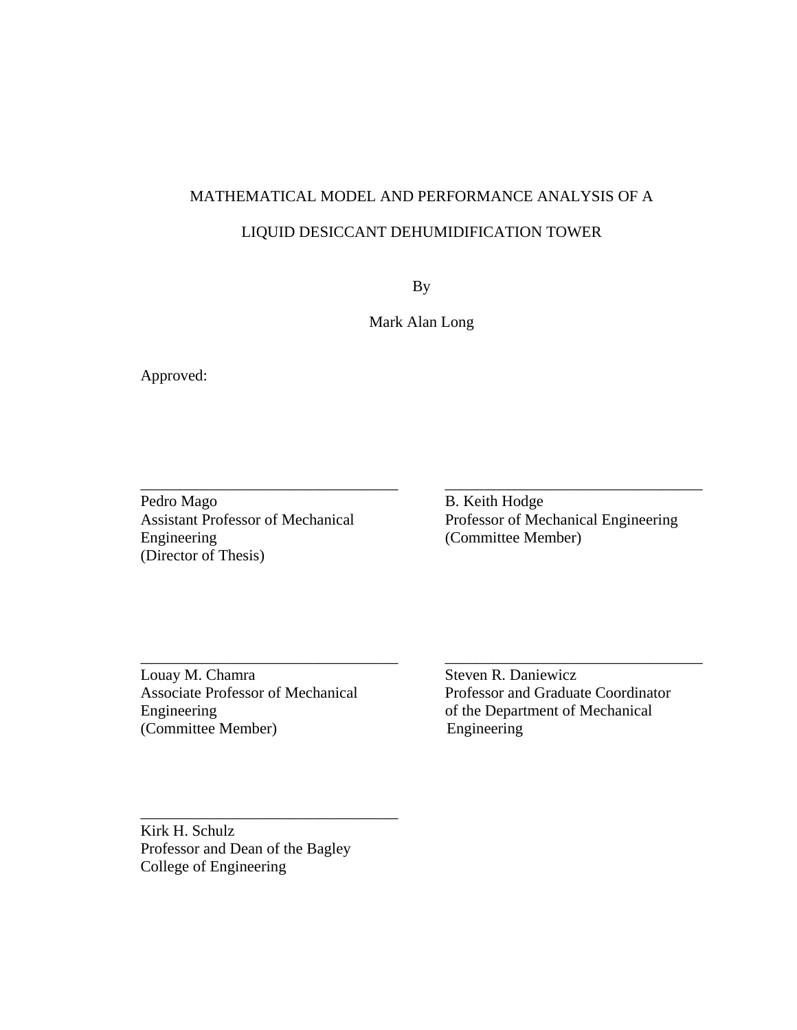MATHEMATICAL MODEL AND PERFORMANCE ANALYSIS OF A

LIQUID DESICCANT DEHUMIDIFICATION TOWER

By

Mark Alan Long

Approved:

_________________________________
Pedro Mago
Assistant Professor of Mechanical Engineering
(Director of Thesis)

_________________________________
B. Keith Hodge
Professor of Mechanical Engineering
(Committee Member)

_________________________________
Louay M. Chamra
Associate Professor of Mechanical Engineering
(Committee Member)

_________________________________
Steven R. Daniewicz
Professor and Graduate Coordinator of the Department of Mechanical Engineering

_________________________________
Kirk H. Schulz
Professor and Dean of the Bagley College of Engineering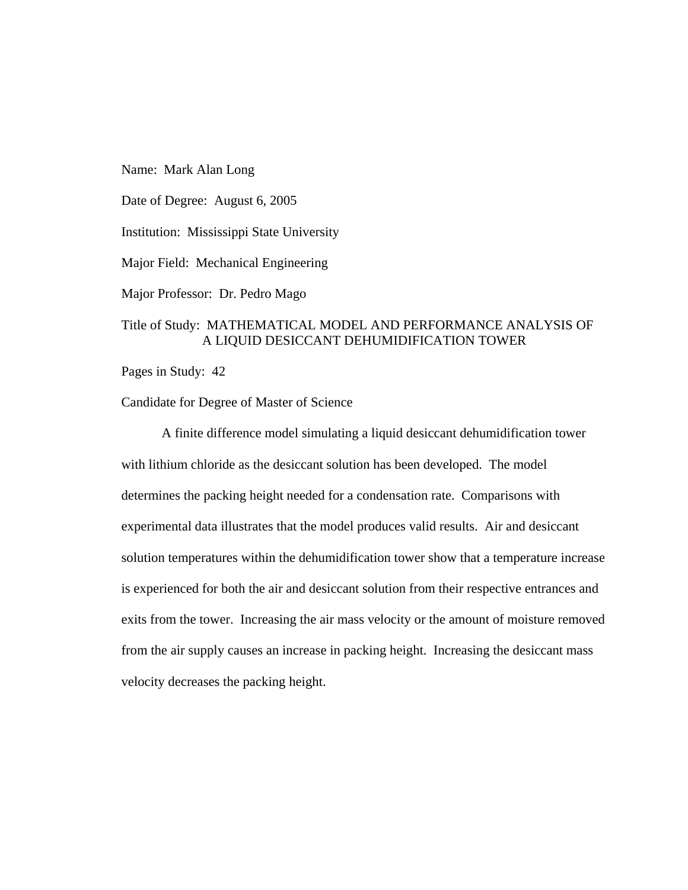Name: Mark Alan Long

Date of Degree: August 6, 2005

Institution: Mississippi State University

Major Field: Mechanical Engineering

Major Professor: Dr. Pedro Mago

Title of Study: MATHEMATICAL MODEL AND PERFORMANCE ANALYSIS OF A LIQUID DESICCANT DEHUMIDIFICATION TOWER

Pages in Study: 42

Candidate for Degree of Master of Science

A finite difference model simulating a liquid desiccant dehumidification tower with lithium chloride as the desiccant solution has been developed. The model determines the packing height needed for a condensation rate. Comparisons with experimental data illustrates that the model produces valid results. Air and desiccant solution temperatures within the dehumidification tower show that a temperature increase is experienced for both the air and desiccant solution from their respective entrances and exits from the tower. Increasing the air mass velocity or the amount of moisture removed from the air supply causes an increase in packing height. Increasing the desiccant mass velocity decreases the packing height.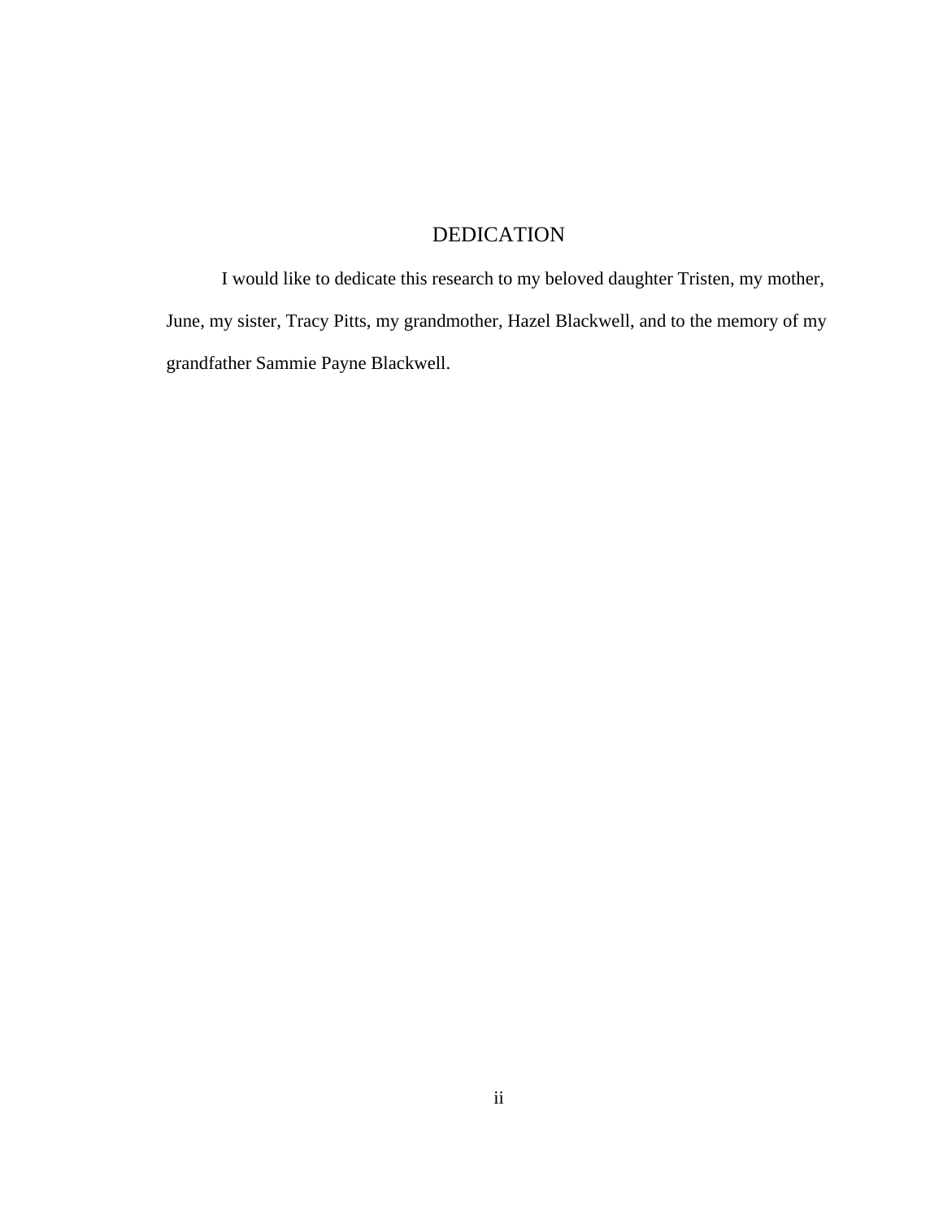# DEDICATION

I would like to dedicate this research to my beloved daughter Tristen, my mother, June, my sister, Tracy Pitts, my grandmother, Hazel Blackwell, and to the memory of my grandfather Sammie Payne Blackwell.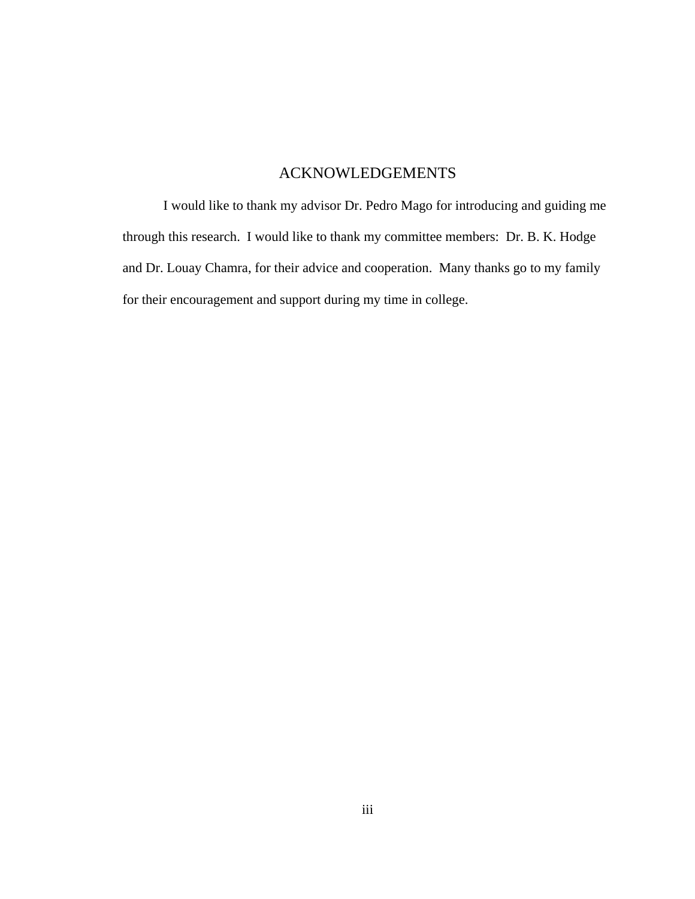# ACKNOWLEDGEMENTS

I would like to thank my advisor Dr. Pedro Mago for introducing and guiding me through this research. I would like to thank my committee members: Dr. B. K. Hodge and Dr. Louay Chamra, for their advice and cooperation. Many thanks go to my family for their encouragement and support during my time in college.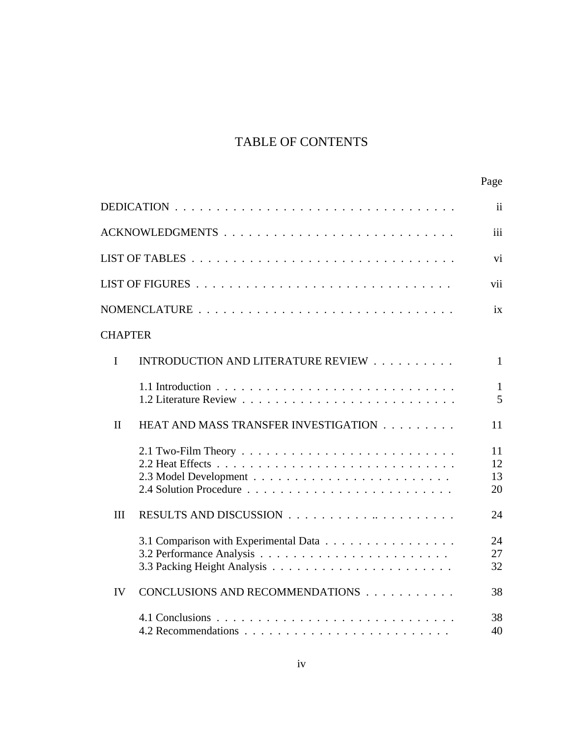# TABLE OF CONTENTS

| | | Page |
|---|---|---|
| DEDICATION | | ii |
| ACKNOWLEDGMENTS | | iii |
| LIST OF TABLES | | vi |
| LIST OF FIGURES | | vii |
| NOMENCLATURE | | ix |
| CHAPTER | | |
| I | INTRODUCTION AND LITERATURE REVIEW | 1 |
| | 1.1 Introduction | 1 |
| | 1.2 Literature Review | 5 |
| II | HEAT AND MASS TRANSFER INVESTIGATION | 11 |
| | 2.1 Two-Film Theory | 11 |
| | 2.2 Heat Effects | 12 |
| | 2.3 Model Development | 13 |
| | 2.4 Solution Procedure | 20 |
| III | RESULTS AND DISCUSSION | 24 |
| | 3.1 Comparison with Experimental Data | 24 |
| | 3.2 Performance Analysis | 27 |
| | 3.3 Packing Height Analysis | 32 |
| IV | CONCLUSIONS AND RECOMMENDATIONS | 38 |
| | 4.1 Conclusions | 38 |
| | 4.2 Recommendations | 40 |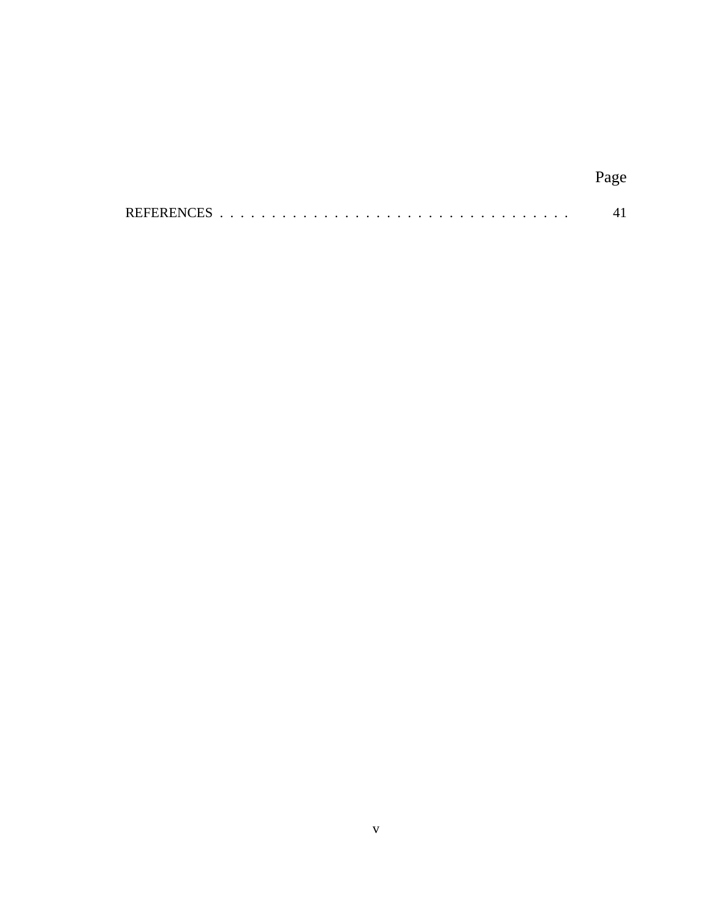| | Page |
|---|---|
| REFERENCES . . . . . . . . . . . . . . . . . . . . . . . . . . . . . . . . . . . | 41 |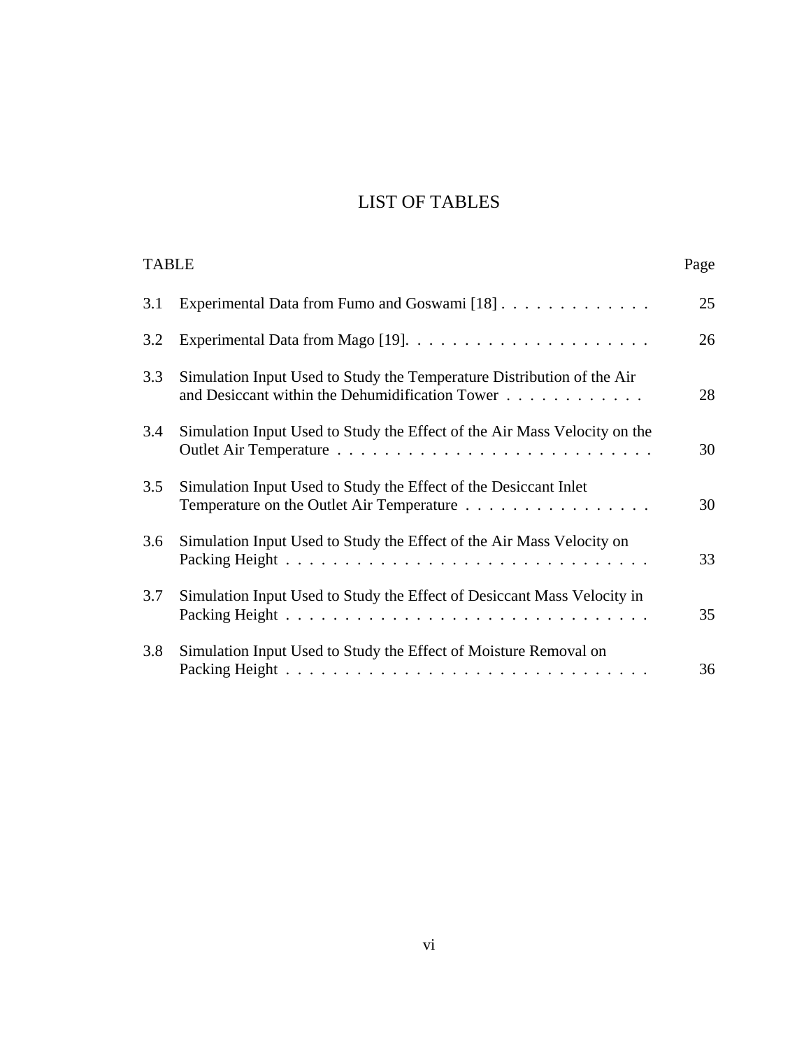# LIST OF TABLES

| TABLE | | Page |
|---|---|---|
| 3.1 | Experimental Data from Fumo and Goswami [18] | 25 |
| 3.2 | Experimental Data from Mago [19]. | 26 |
| 3.3 | Simulation Input Used to Study the Temperature Distribution of the Air and Desiccant within the Dehumidification Tower | 28 |
| 3.4 | Simulation Input Used to Study the Effect of the Air Mass Velocity on the Outlet Air Temperature | 30 |
| 3.5 | Simulation Input Used to Study the Effect of the Desiccant Inlet Temperature on the Outlet Air Temperature | 30 |
| 3.6 | Simulation Input Used to Study the Effect of the Air Mass Velocity on Packing Height | 33 |
| 3.7 | Simulation Input Used to Study the Effect of Desiccant Mass Velocity in Packing Height | 35 |
| 3.8 | Simulation Input Used to Study the Effect of Moisture Removal on Packing Height | 36 |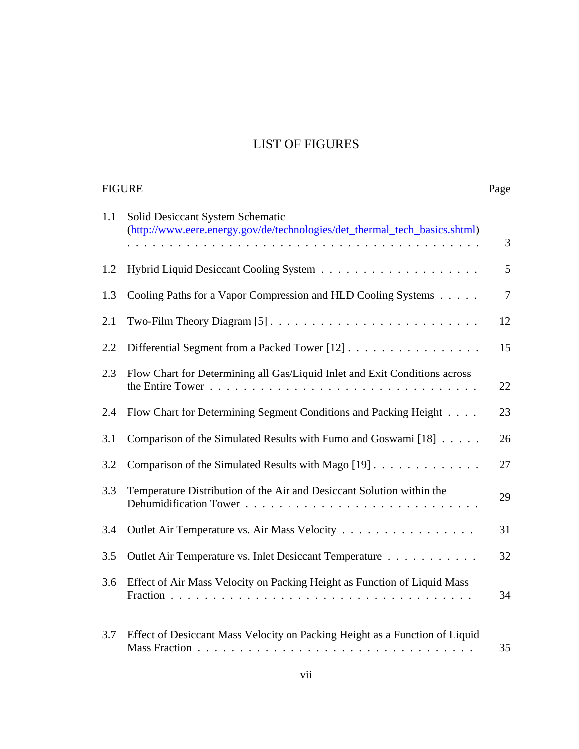# LIST OF FIGURES

| FIGURE | | Page |
|---|---|---|
| 1.1 | Solid Desiccant System Schematic (http://www.eere.energy.gov/de/technologies/det_thermal_tech_basics.shtml) | 3 |
| 1.2 | Hybrid Liquid Desiccant Cooling System | 5 |
| 1.3 | Cooling Paths for a Vapor Compression and HLD Cooling Systems | 7 |
| 2.1 | Two-Film Theory Diagram [5] | 12 |
| 2.2 | Differential Segment from a Packed Tower [12] | 15 |
| 2.3 | Flow Chart for Determining all Gas/Liquid Inlet and Exit Conditions across the Entire Tower | 22 |
| 2.4 | Flow Chart for Determining Segment Conditions and Packing Height | 23 |
| 3.1 | Comparison of the Simulated Results with Fumo and Goswami [18] | 26 |
| 3.2 | Comparison of the Simulated Results with Mago [19] | 27 |
| 3.3 | Temperature Distribution of the Air and Desiccant Solution within the Dehumidification Tower | 29 |
| 3.4 | Outlet Air Temperature vs. Air Mass Velocity | 31 |
| 3.5 | Outlet Air Temperature vs. Inlet Desiccant Temperature | 32 |
| 3.6 | Effect of Air Mass Velocity on Packing Height as Function of Liquid Mass Fraction | 34 |
| 3.7 | Effect of Desiccant Mass Velocity on Packing Height as a Function of Liquid Mass Fraction | 35 |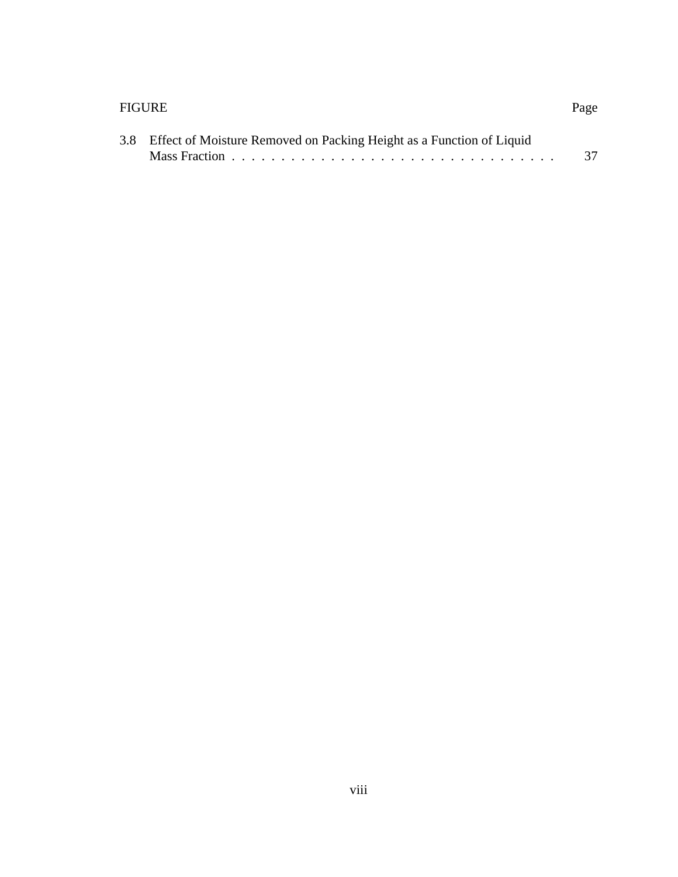| FIGURE | | Page |
|---|---|---|
| 3.8 | Effect of Moisture Removed on Packing Height as a Function of Liquid Mass Fraction | 37 |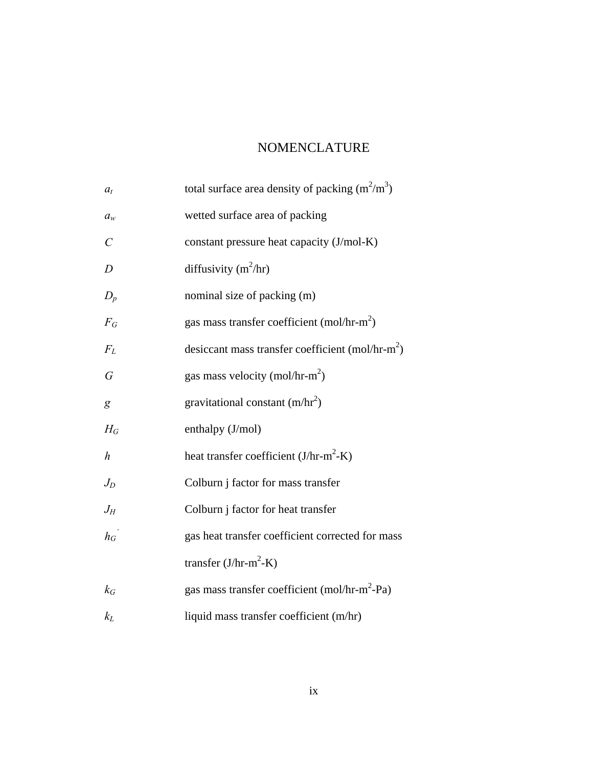# NOMENCLATURE

| | |
|---|---|
| $a_t$ | total surface area density of packing ($m^2/m^3$) |
| $a_w$ | wetted surface area of packing |
| $C$ | constant pressure heat capacity (J/mol-K) |
| $D$ | diffusivity ($m^2$/hr) |
| $D_p$ | nominal size of packing (m) |
| $F_G$ | gas mass transfer coefficient (mol/hr-$m^2$) |
| $F_L$ | desiccant mass transfer coefficient (mol/hr-$m^2$) |
| $G$ | gas mass velocity (mol/hr-$m^2$) |
| $g$ | gravitational constant (m/$hr^2$) |
| $H_G$ | enthalpy (J/mol) |
| $h$ | heat transfer coefficient (J/hr-$m^2$-K) |
| $J_D$ | Colburn j factor for mass transfer |
| $J_H$ | Colburn j factor for heat transfer |
| $h_G'$ | gas heat transfer coefficient corrected for mass transfer (J/hr-$m^2$-K) |
| $k_G$ | gas mass transfer coefficient (mol/hr-$m^2$-Pa) |
| $k_L$ | liquid mass transfer coefficient (m/hr) |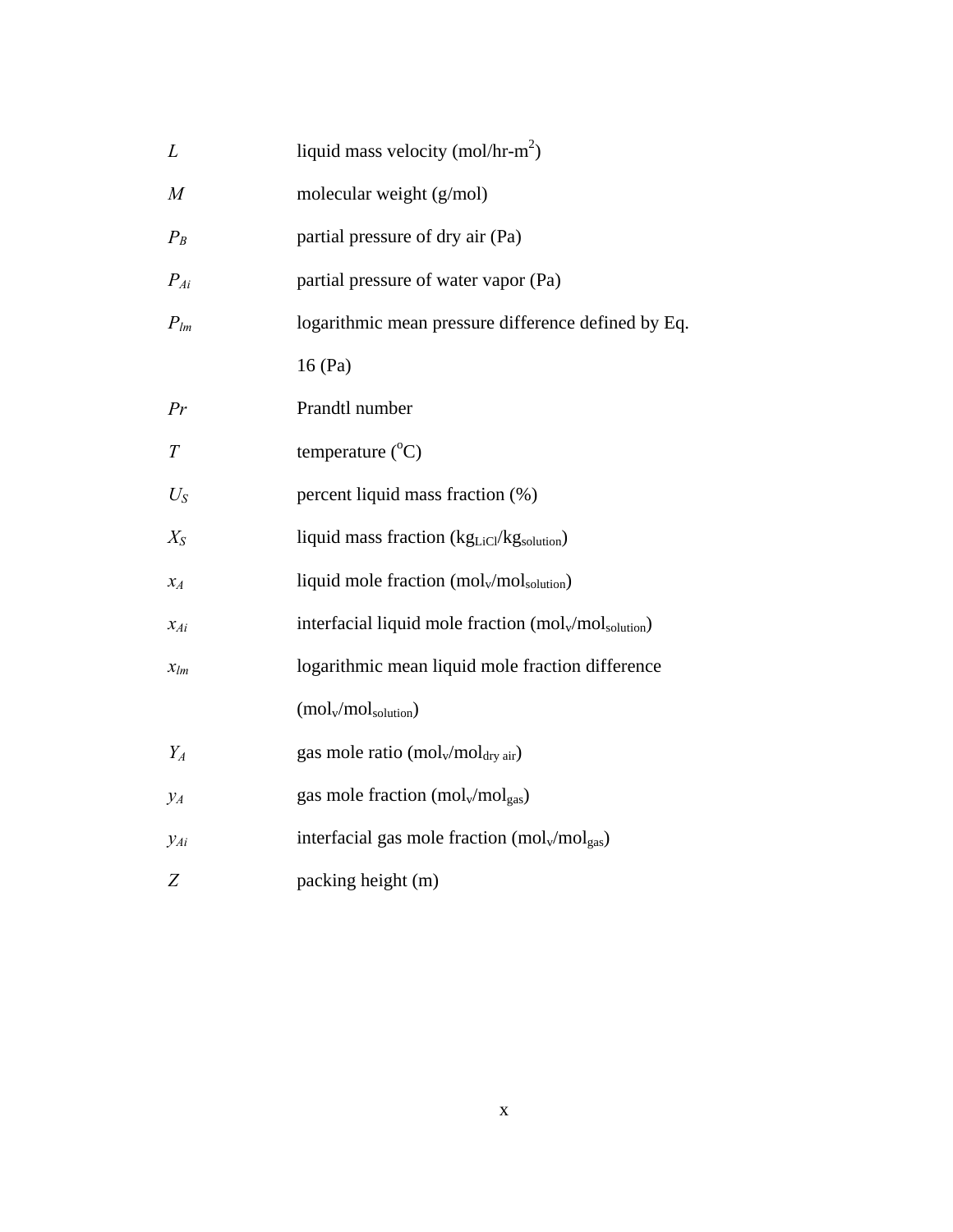| | |
|---|---|
| $L$ | liquid mass velocity (mol/hr-m$^2$) |
| $M$ | molecular weight (g/mol) |
| $P_B$ | partial pressure of dry air (Pa) |
| $P_{Ai}$ | partial pressure of water vapor (Pa) |
| $P_{lm}$ | logarithmic mean pressure difference defined by Eq. 16 (Pa) |
| $Pr$ | Prandtl number |
| $T$ | temperature ($^o$C) |
| $U_S$ | percent liquid mass fraction (%) |
| $X_S$ | liquid mass fraction (kg$_{LiCl}$/kg$_{solution}$) |
| $x_A$ | liquid mole fraction (mol$_v$/mol$_{solution}$) |
| $x_{Ai}$ | interfacial liquid mole fraction (mol$_v$/mol$_{solution}$) |
| $x_{lm}$ | logarithmic mean liquid mole fraction difference (mol$_v$/mol$_{solution}$) |
| $Y_A$ | gas mole ratio (mol$_v$/mol$_{dry\ air}$) |
| $y_A$ | gas mole fraction (mol$_v$/mol$_{gas}$) |
| $y_{Ai}$ | interfacial gas mole fraction (mol$_v$/mol$_{gas}$) |
| $Z$ | packing height (m) |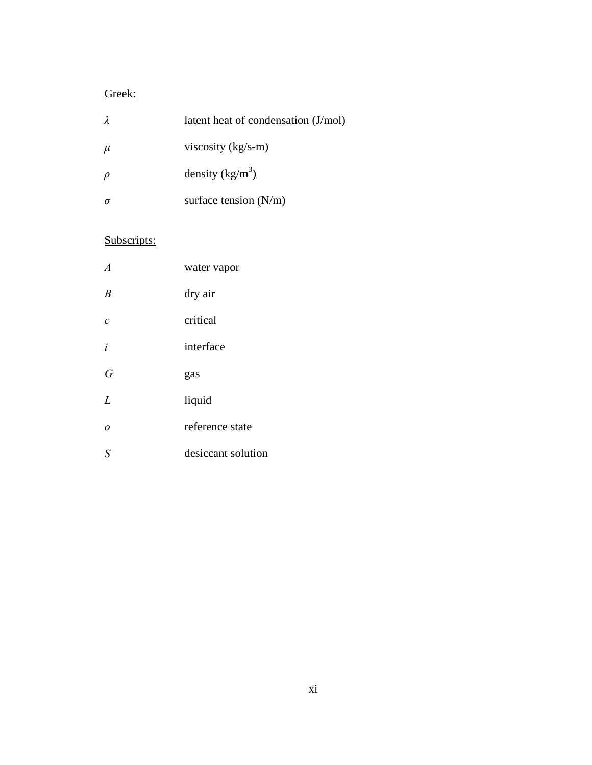Greek:

| | |
|---|---|
| $\lambda$ | latent heat of condensation (J/mol) |
| $\mu$ | viscosity (kg/s-m) |
| $\rho$ | density (kg/m$^3$) |
| $\sigma$ | surface tension (N/m) |

Subscripts:

| | |
|---|---|
| $A$ | water vapor |
| $B$ | dry air |
| $c$ | critical |
| $i$ | interface |
| $G$ | gas |
| $L$ | liquid |
| $o$ | reference state |
| $S$ | desiccant solution |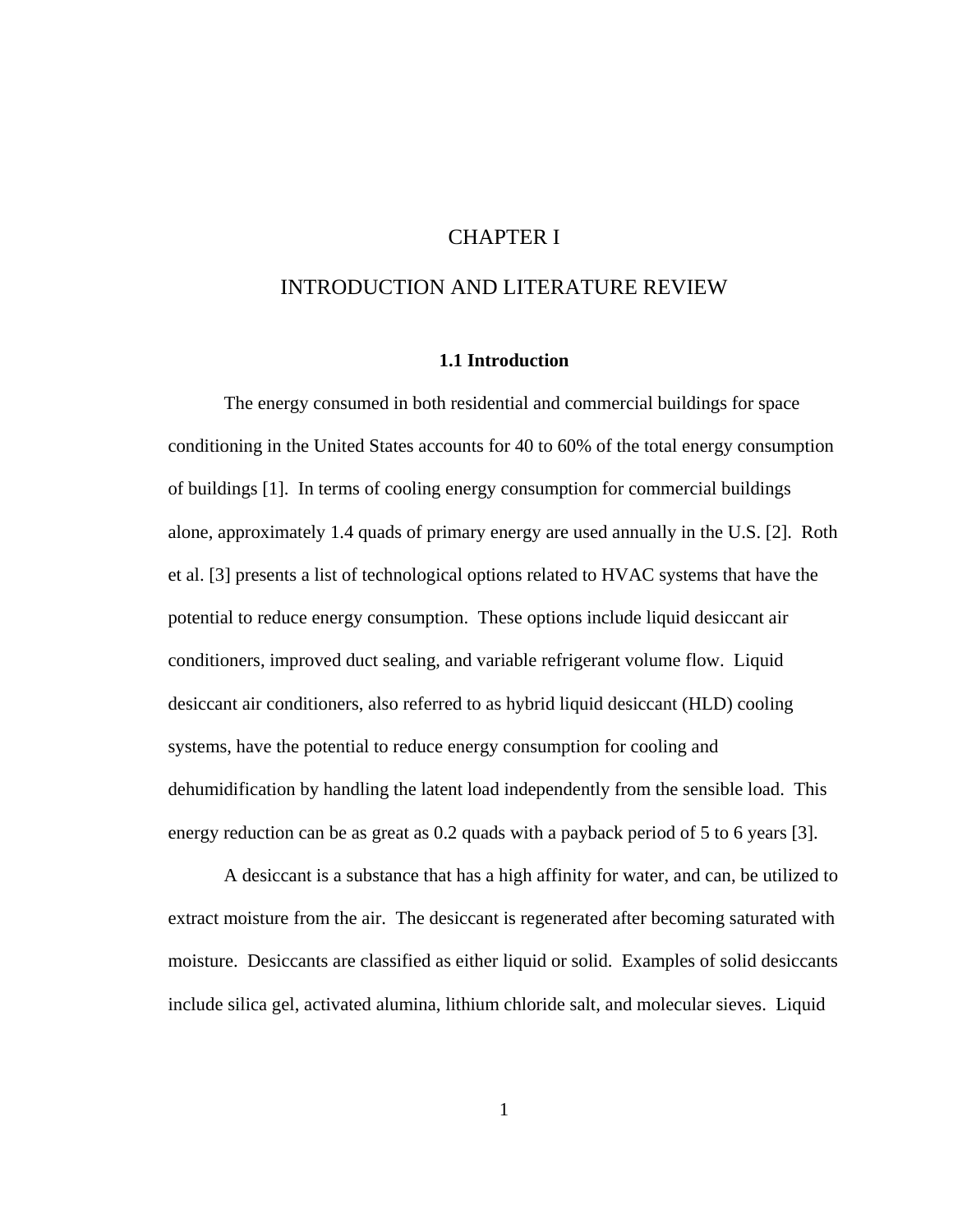# CHAPTER I

# INTRODUCTION AND LITERATURE REVIEW

## 1.1 Introduction

The energy consumed in both residential and commercial buildings for space conditioning in the United States accounts for 40 to 60% of the total energy consumption of buildings [1]. In terms of cooling energy consumption for commercial buildings alone, approximately 1.4 quads of primary energy are used annually in the U.S. [2]. Roth et al. [3] presents a list of technological options related to HVAC systems that have the potential to reduce energy consumption. These options include liquid desiccant air conditioners, improved duct sealing, and variable refrigerant volume flow. Liquid desiccant air conditioners, also referred to as hybrid liquid desiccant (HLD) cooling systems, have the potential to reduce energy consumption for cooling and dehumidification by handling the latent load independently from the sensible load. This energy reduction can be as great as 0.2 quads with a payback period of 5 to 6 years [3].

A desiccant is a substance that has a high affinity for water, and can, be utilized to extract moisture from the air. The desiccant is regenerated after becoming saturated with moisture. Desiccants are classified as either liquid or solid. Examples of solid desiccants include silica gel, activated alumina, lithium chloride salt, and molecular sieves. Liquid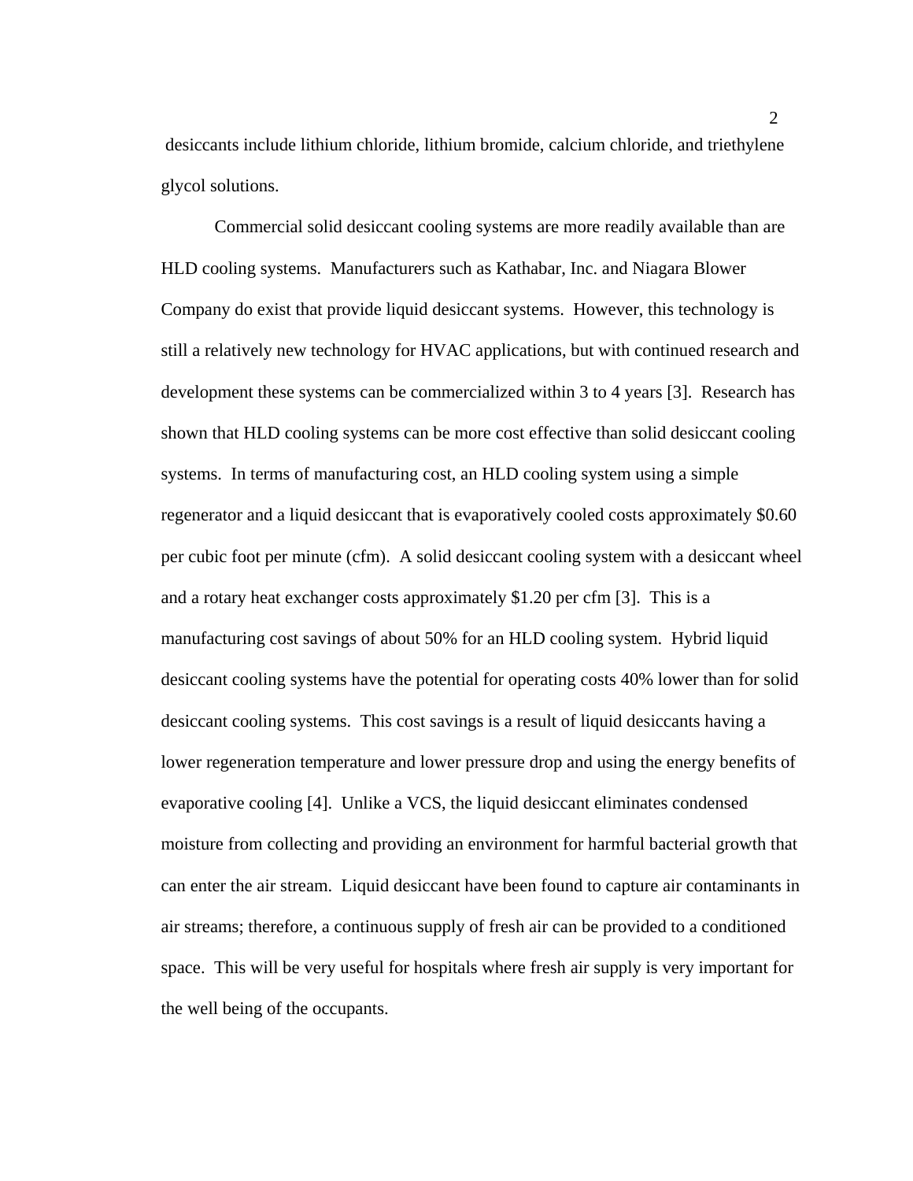desiccants include lithium chloride, lithium bromide, calcium chloride, and triethylene glycol solutions.

Commercial solid desiccant cooling systems are more readily available than are HLD cooling systems. Manufacturers such as Kathabar, Inc. and Niagara Blower Company do exist that provide liquid desiccant systems. However, this technology is still a relatively new technology for HVAC applications, but with continued research and development these systems can be commercialized within 3 to 4 years [3]. Research has shown that HLD cooling systems can be more cost effective than solid desiccant cooling systems. In terms of manufacturing cost, an HLD cooling system using a simple regenerator and a liquid desiccant that is evaporatively cooled costs approximately $0.60 per cubic foot per minute (cfm). A solid desiccant cooling system with a desiccant wheel and a rotary heat exchanger costs approximately $1.20 per cfm [3]. This is a manufacturing cost savings of about 50% for an HLD cooling system. Hybrid liquid desiccant cooling systems have the potential for operating costs 40% lower than for solid desiccant cooling systems. This cost savings is a result of liquid desiccants having a lower regeneration temperature and lower pressure drop and using the energy benefits of evaporative cooling [4]. Unlike a VCS, the liquid desiccant eliminates condensed moisture from collecting and providing an environment for harmful bacterial growth that can enter the air stream. Liquid desiccant have been found to capture air contaminants in air streams; therefore, a continuous supply of fresh air can be provided to a conditioned space. This will be very useful for hospitals where fresh air supply is very important for the well being of the occupants.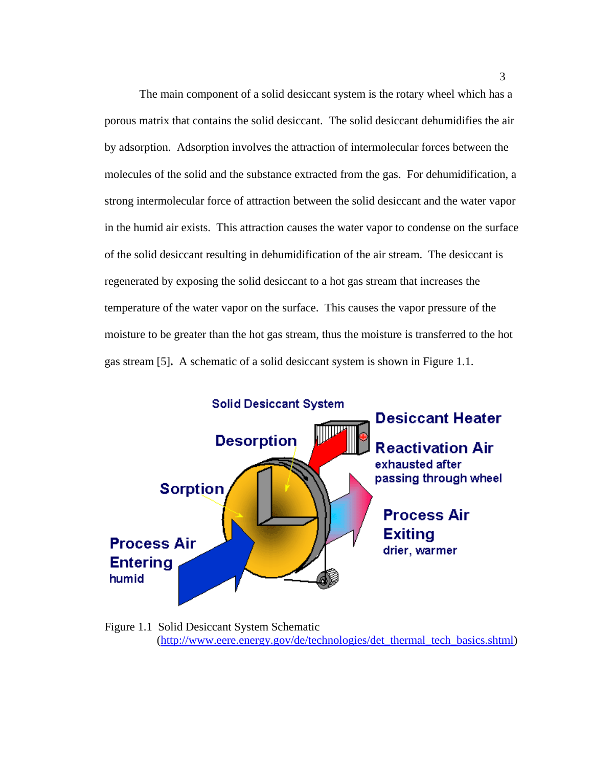The main component of a solid desiccant system is the rotary wheel which has a porous matrix that contains the solid desiccant. The solid desiccant dehumidifies the air by adsorption. Adsorption involves the attraction of intermolecular forces between the molecules of the solid and the substance extracted from the gas. For dehumidification, a strong intermolecular force of attraction between the solid desiccant and the water vapor in the humid air exists. This attraction causes the water vapor to condense on the surface of the solid desiccant resulting in dehumidification of the air stream. The desiccant is regenerated by exposing the solid desiccant to a hot gas stream that increases the temperature of the water vapor on the surface. This causes the vapor pressure of the moisture to be greater than the hot gas stream, thus the moisture is transferred to the hot gas stream [5]. A schematic of a solid desiccant system is shown in Figure 1.1.

Solid Desiccant System

Desiccant Heater

Desorption

Reactivation Air
exhausted after
passing through wheel

Sorption

Process Air
Exiting
drier, warmer

Process Air
Entering
humid

Figure 1.1 Solid Desiccant System Schematic
(http://www.eere.energy.gov/de/technologies/det_thermal_tech_basics.shtml)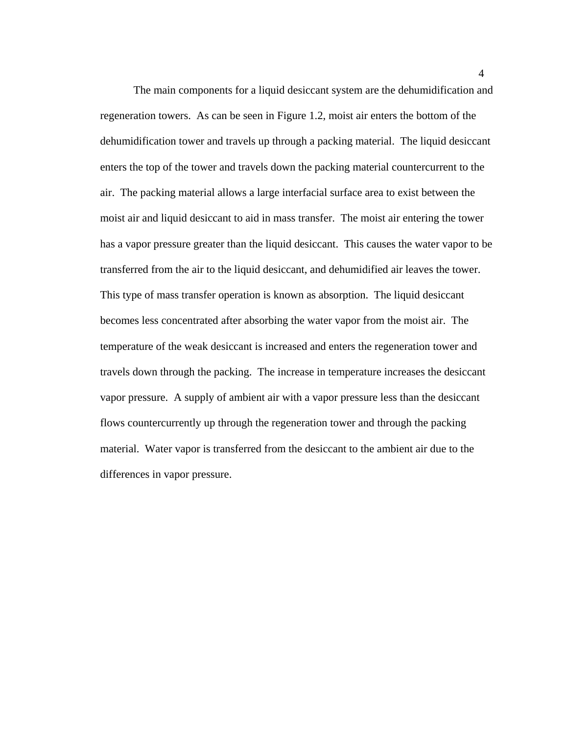The main components for a liquid desiccant system are the dehumidification and regeneration towers. As can be seen in Figure 1.2, moist air enters the bottom of the dehumidification tower and travels up through a packing material. The liquid desiccant enters the top of the tower and travels down the packing material countercurrent to the air. The packing material allows a large interfacial surface area to exist between the moist air and liquid desiccant to aid in mass transfer. The moist air entering the tower has a vapor pressure greater than the liquid desiccant. This causes the water vapor to be transferred from the air to the liquid desiccant, and dehumidified air leaves the tower. This type of mass transfer operation is known as absorption. The liquid desiccant becomes less concentrated after absorbing the water vapor from the moist air. The temperature of the weak desiccant is increased and enters the regeneration tower and travels down through the packing. The increase in temperature increases the desiccant vapor pressure. A supply of ambient air with a vapor pressure less than the desiccant flows countercurrently up through the regeneration tower and through the packing material. Water vapor is transferred from the desiccant to the ambient air due to the differences in vapor pressure.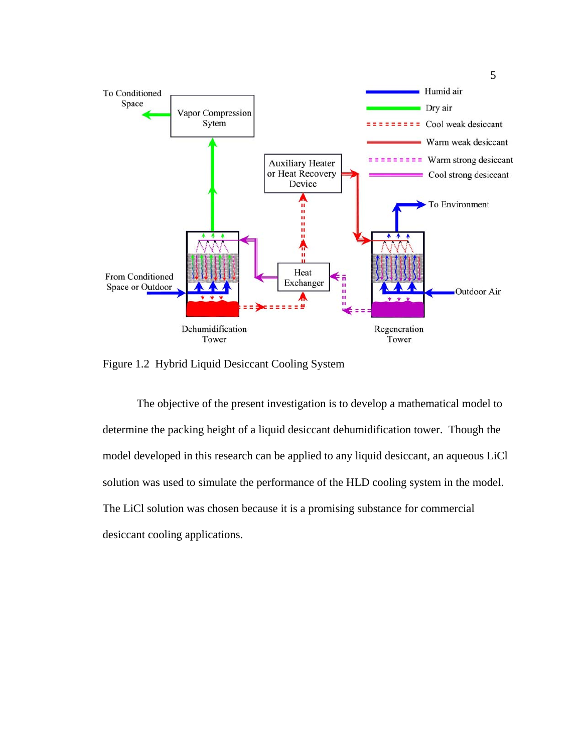To Conditioned Space

Vapor Compression Sytem

Humid air

Dry air

Cool weak desiccant

Warm weak desiccant

Warm strong desiccant

Cool strong desiccant

Auxiliary Heater or Heat Recovery Device

To Environment

Heat Exchanger

From Conditioned Space or Outdoor

Outdoor Air

Dehumidification Tower

Regeneration Tower

Figure 1.2 Hybrid Liquid Desiccant Cooling System

The objective of the present investigation is to develop a mathematical model to determine the packing height of a liquid desiccant dehumidification tower. Though the model developed in this research can be applied to any liquid desiccant, an aqueous LiCl solution was used to simulate the performance of the HLD cooling system in the model. The LiCl solution was chosen because it is a promising substance for commercial desiccant cooling applications.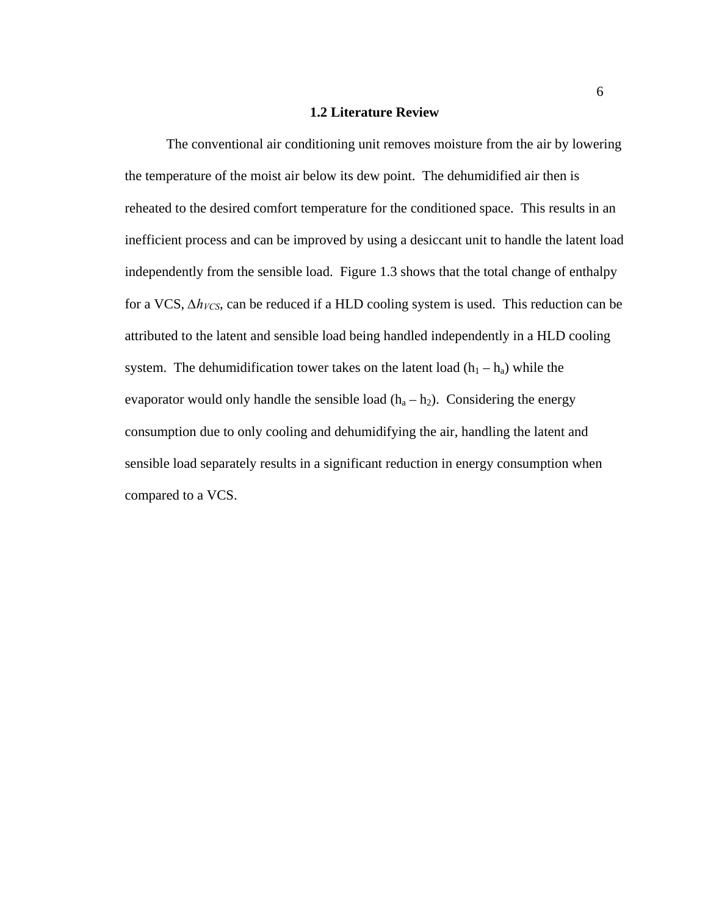## 1.2 Literature Review

The conventional air conditioning unit removes moisture from the air by lowering the temperature of the moist air below its dew point. The dehumidified air then is reheated to the desired comfort temperature for the conditioned space. This results in an inefficient process and can be improved by using a desiccant unit to handle the latent load independently from the sensible load. Figure 1.3 shows that the total change of enthalpy for a VCS, $\Delta h_{VCS}$, can be reduced if a HLD cooling system is used. This reduction can be attributed to the latent and sensible load being handled independently in a HLD cooling system. The dehumidification tower takes on the latent load ($h_1 - h_a$) while the evaporator would only handle the sensible load ($h_a - h_2$). Considering the energy consumption due to only cooling and dehumidifying the air, handling the latent and sensible load separately results in a significant reduction in energy consumption when compared to a VCS.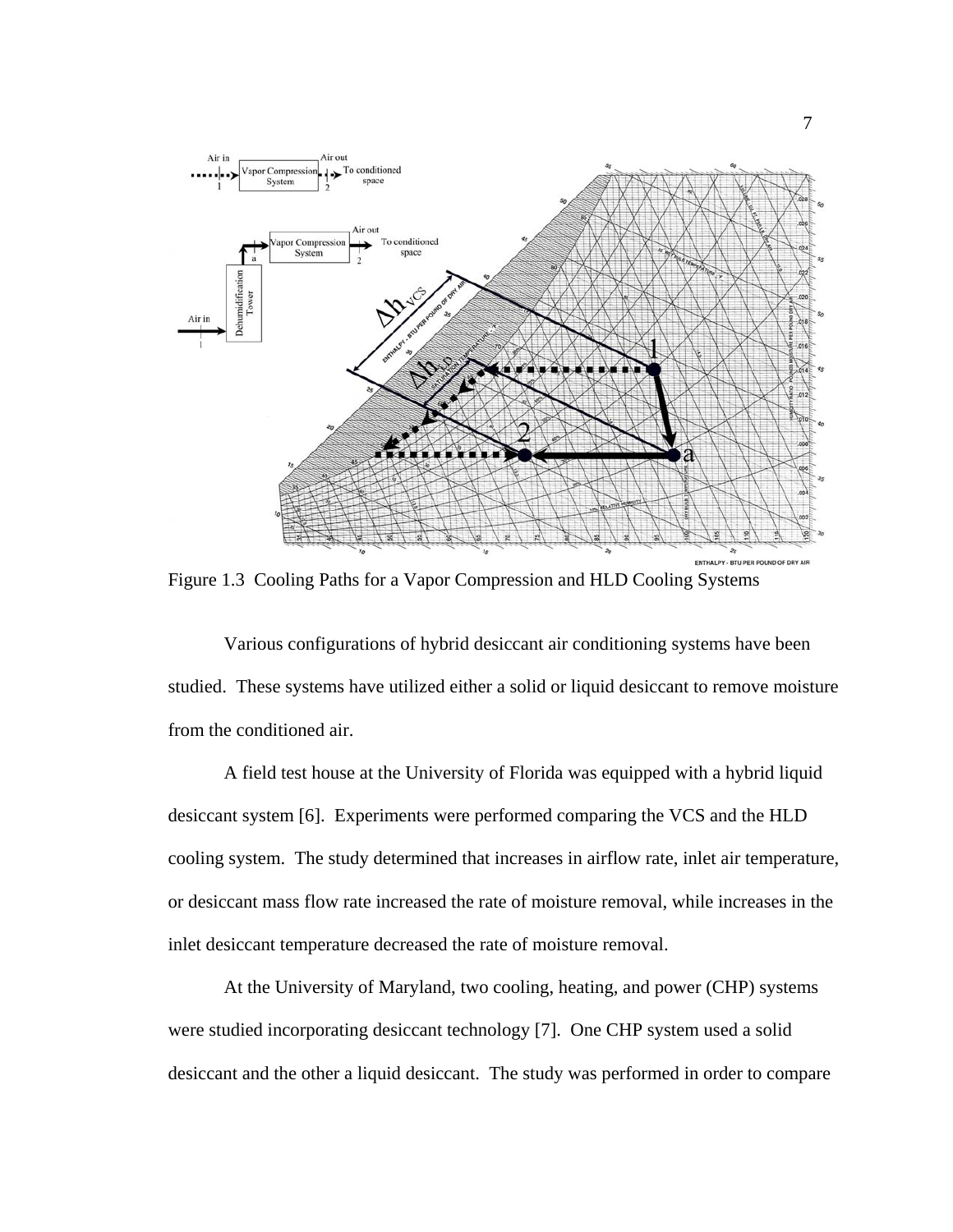Air in

Vapor Compression System

Air out

To conditioned space

1

2

Air in

Dehumidification Tower

a

Vapor Compression System

Air out

To conditioned space

1

2

$\Delta h_{VCS}$

$\Delta h_D$

1

2

a

ENTHALPY - BTU PER POUND OF DRY AIR

Figure 1.3 Cooling Paths for a Vapor Compression and HLD Cooling Systems

Various configurations of hybrid desiccant air conditioning systems have been studied. These systems have utilized either a solid or liquid desiccant to remove moisture from the conditioned air.

A field test house at the University of Florida was equipped with a hybrid liquid desiccant system [6]. Experiments were performed comparing the VCS and the HLD cooling system. The study determined that increases in airflow rate, inlet air temperature, or desiccant mass flow rate increased the rate of moisture removal, while increases in the inlet desiccant temperature decreased the rate of moisture removal.

At the University of Maryland, two cooling, heating, and power (CHP) systems were studied incorporating desiccant technology [7]. One CHP system used a solid desiccant and the other a liquid desiccant. The study was performed in order to compare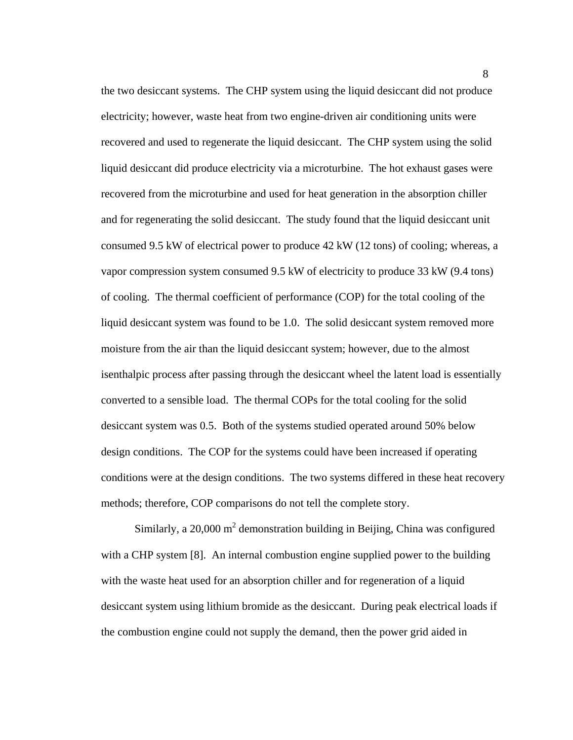the two desiccant systems. The CHP system using the liquid desiccant did not produce electricity; however, waste heat from two engine-driven air conditioning units were recovered and used to regenerate the liquid desiccant. The CHP system using the solid liquid desiccant did produce electricity via a microturbine. The hot exhaust gases were recovered from the microturbine and used for heat generation in the absorption chiller and for regenerating the solid desiccant. The study found that the liquid desiccant unit consumed 9.5 kW of electrical power to produce 42 kW (12 tons) of cooling; whereas, a vapor compression system consumed 9.5 kW of electricity to produce 33 kW (9.4 tons) of cooling. The thermal coefficient of performance (COP) for the total cooling of the liquid desiccant system was found to be 1.0. The solid desiccant system removed more moisture from the air than the liquid desiccant system; however, due to the almost isenthalpic process after passing through the desiccant wheel the latent load is essentially converted to a sensible load. The thermal COPs for the total cooling for the solid desiccant system was 0.5. Both of the systems studied operated around 50% below design conditions. The COP for the systems could have been increased if operating conditions were at the design conditions. The two systems differed in these heat recovery methods; therefore, COP comparisons do not tell the complete story.

Similarly, a 20,000 $m^2$ demonstration building in Beijing, China was configured with a CHP system [8]. An internal combustion engine supplied power to the building with the waste heat used for an absorption chiller and for regeneration of a liquid desiccant system using lithium bromide as the desiccant. During peak electrical loads if the combustion engine could not supply the demand, then the power grid aided in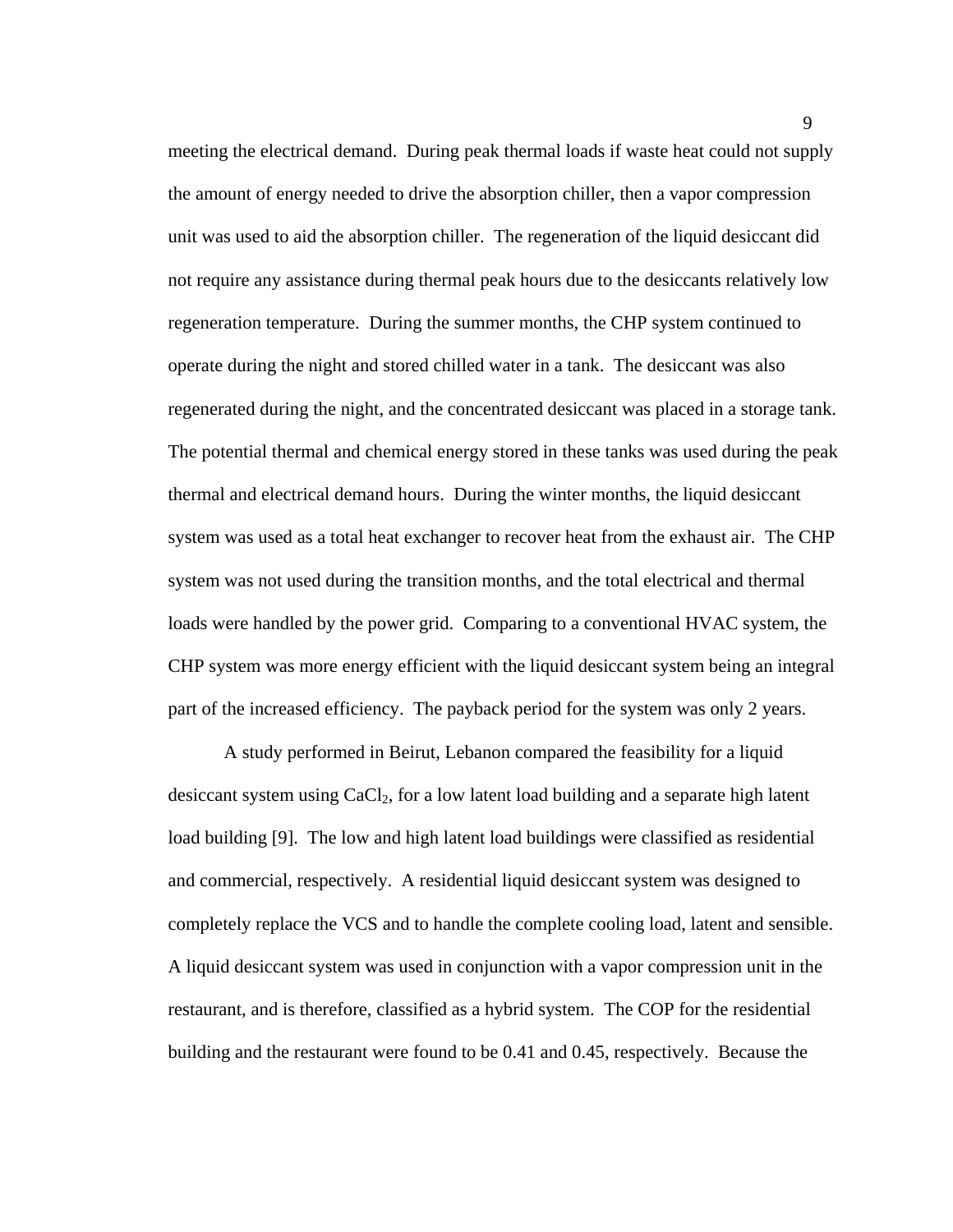meeting the electrical demand. During peak thermal loads if waste heat could not supply the amount of energy needed to drive the absorption chiller, then a vapor compression unit was used to aid the absorption chiller. The regeneration of the liquid desiccant did not require any assistance during thermal peak hours due to the desiccants relatively low regeneration temperature. During the summer months, the CHP system continued to operate during the night and stored chilled water in a tank. The desiccant was also regenerated during the night, and the concentrated desiccant was placed in a storage tank. The potential thermal and chemical energy stored in these tanks was used during the peak thermal and electrical demand hours. During the winter months, the liquid desiccant system was used as a total heat exchanger to recover heat from the exhaust air. The CHP system was not used during the transition months, and the total electrical and thermal loads were handled by the power grid. Comparing to a conventional HVAC system, the CHP system was more energy efficient with the liquid desiccant system being an integral part of the increased efficiency. The payback period for the system was only 2 years.

A study performed in Beirut, Lebanon compared the feasibility for a liquid desiccant system using $CaCl_2$, for a low latent load building and a separate high latent load building [9]. The low and high latent load buildings were classified as residential and commercial, respectively. A residential liquid desiccant system was designed to completely replace the VCS and to handle the complete cooling load, latent and sensible. A liquid desiccant system was used in conjunction with a vapor compression unit in the restaurant, and is therefore, classified as a hybrid system. The COP for the residential building and the restaurant were found to be 0.41 and 0.45, respectively. Because the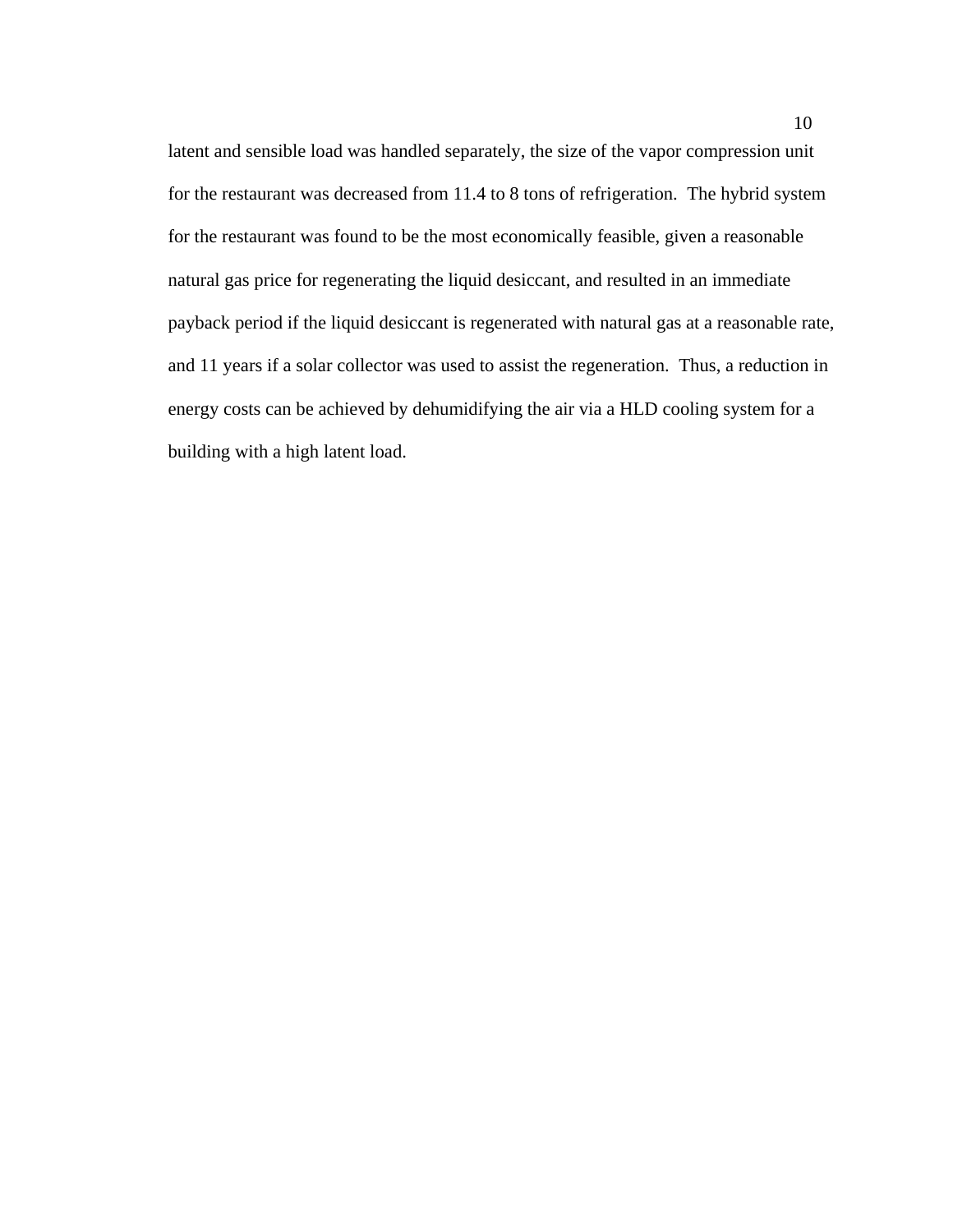latent and sensible load was handled separately, the size of the vapor compression unit for the restaurant was decreased from 11.4 to 8 tons of refrigeration. The hybrid system for the restaurant was found to be the most economically feasible, given a reasonable natural gas price for regenerating the liquid desiccant, and resulted in an immediate payback period if the liquid desiccant is regenerated with natural gas at a reasonable rate, and 11 years if a solar collector was used to assist the regeneration. Thus, a reduction in energy costs can be achieved by dehumidifying the air via a HLD cooling system for a building with a high latent load.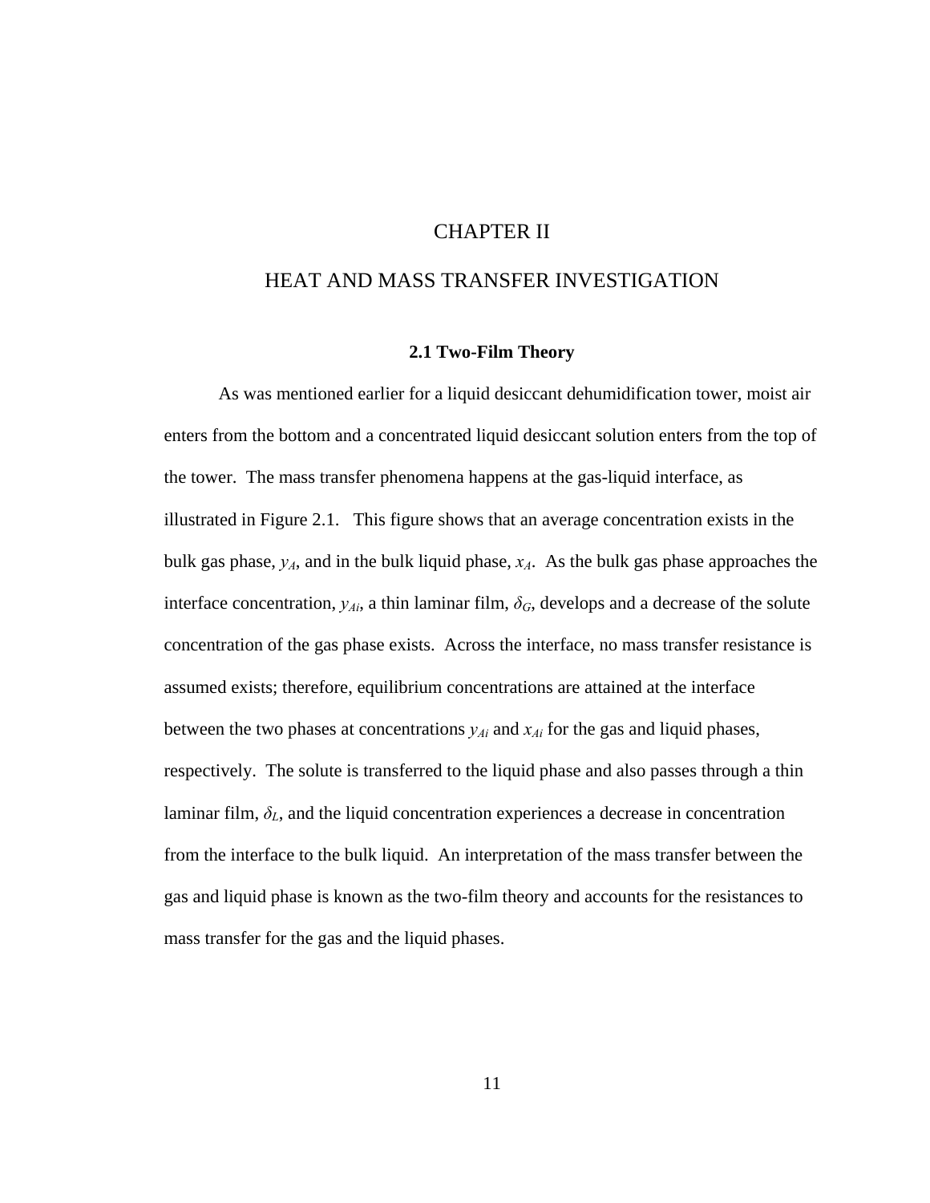# CHAPTER II

# HEAT AND MASS TRANSFER INVESTIGATION

## 2.1 Two-Film Theory

As was mentioned earlier for a liquid desiccant dehumidification tower, moist air enters from the bottom and a concentrated liquid desiccant solution enters from the top of the tower. The mass transfer phenomena happens at the gas-liquid interface, as illustrated in Figure 2.1. This figure shows that an average concentration exists in the bulk gas phase, $y_A$, and in the bulk liquid phase, $x_A$. As the bulk gas phase approaches the interface concentration, $y_{Ai}$, a thin laminar film, $\delta_G$, develops and a decrease of the solute concentration of the gas phase exists. Across the interface, no mass transfer resistance is assumed exists; therefore, equilibrium concentrations are attained at the interface between the two phases at concentrations $y_{Ai}$ and $x_{Ai}$ for the gas and liquid phases, respectively. The solute is transferred to the liquid phase and also passes through a thin laminar film, $\delta_L$, and the liquid concentration experiences a decrease in concentration from the interface to the bulk liquid. An interpretation of the mass transfer between the gas and liquid phase is known as the two-film theory and accounts for the resistances to mass transfer for the gas and the liquid phases.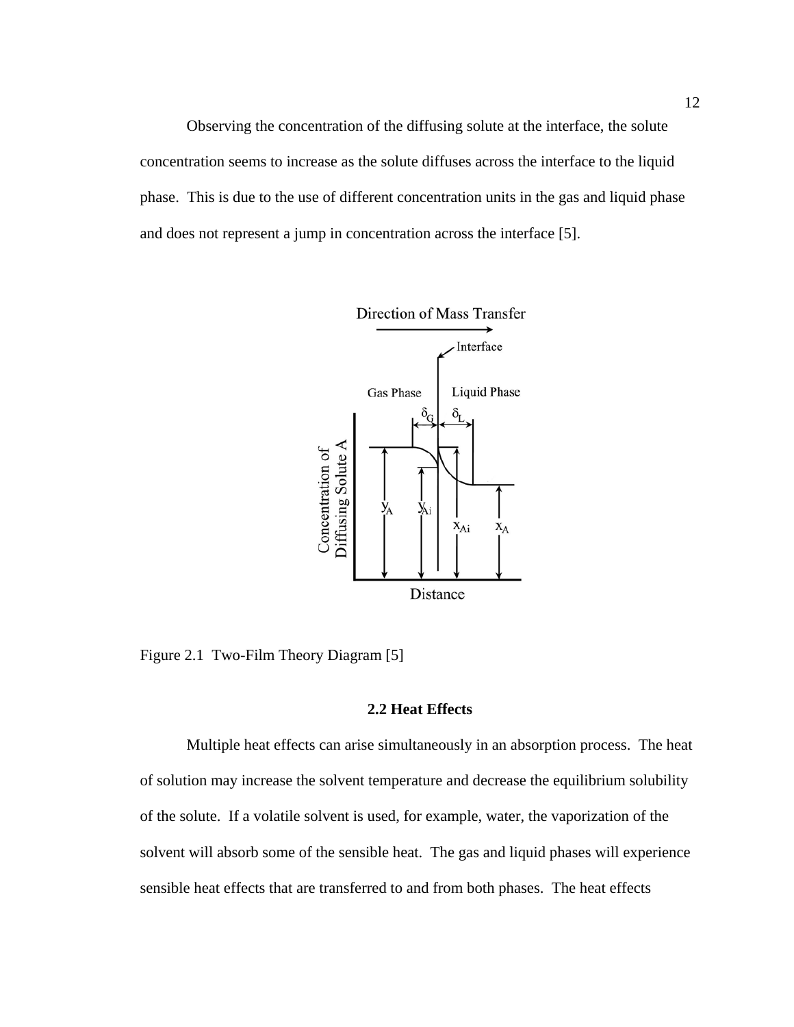Observing the concentration of the diffusing solute at the interface, the solute concentration seems to increase as the solute diffuses across the interface to the liquid phase. This is due to the use of different concentration units in the gas and liquid phase and does not represent a jump in concentration across the interface [5].

Direction of Mass Transfer

Interface

Gas Phase

Liquid Phase

$\delta_G$

$\delta_L$

Concentration of Diffusing Solute A

$y_A$

$y_{Ai}$

$x_{Ai}$

$x_A$

Distance

Figure 2.1 Two-Film Theory Diagram [5]

### 2.2 Heat Effects

Multiple heat effects can arise simultaneously in an absorption process. The heat of solution may increase the solvent temperature and decrease the equilibrium solubility of the solute. If a volatile solvent is used, for example, water, the vaporization of the solvent will absorb some of the sensible heat. The gas and liquid phases will experience sensible heat effects that are transferred to and from both phases. The heat effects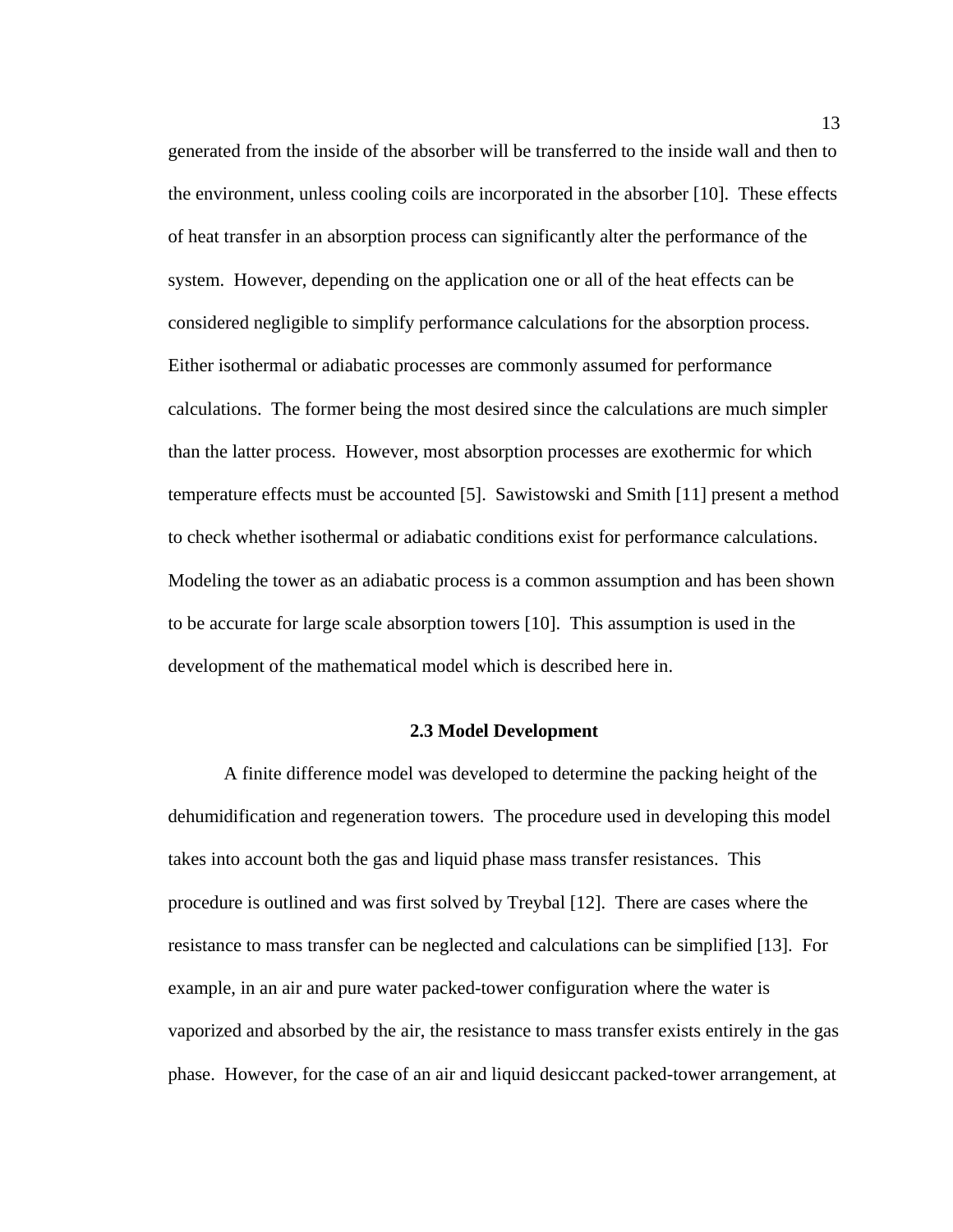generated from the inside of the absorber will be transferred to the inside wall and then to the environment, unless cooling coils are incorporated in the absorber [10]. These effects of heat transfer in an absorption process can significantly alter the performance of the system. However, depending on the application one or all of the heat effects can be considered negligible to simplify performance calculations for the absorption process. Either isothermal or adiabatic processes are commonly assumed for performance calculations. The former being the most desired since the calculations are much simpler than the latter process. However, most absorption processes are exothermic for which temperature effects must be accounted [5]. Sawistowski and Smith [11] present a method to check whether isothermal or adiabatic conditions exist for performance calculations. Modeling the tower as an adiabatic process is a common assumption and has been shown to be accurate for large scale absorption towers [10]. This assumption is used in the development of the mathematical model which is described here in.

## 2.3 Model Development

A finite difference model was developed to determine the packing height of the dehumidification and regeneration towers. The procedure used in developing this model takes into account both the gas and liquid phase mass transfer resistances. This procedure is outlined and was first solved by Treybal [12]. There are cases where the resistance to mass transfer can be neglected and calculations can be simplified [13]. For example, in an air and pure water packed-tower configuration where the water is vaporized and absorbed by the air, the resistance to mass transfer exists entirely in the gas phase. However, for the case of an air and liquid desiccant packed-tower arrangement, at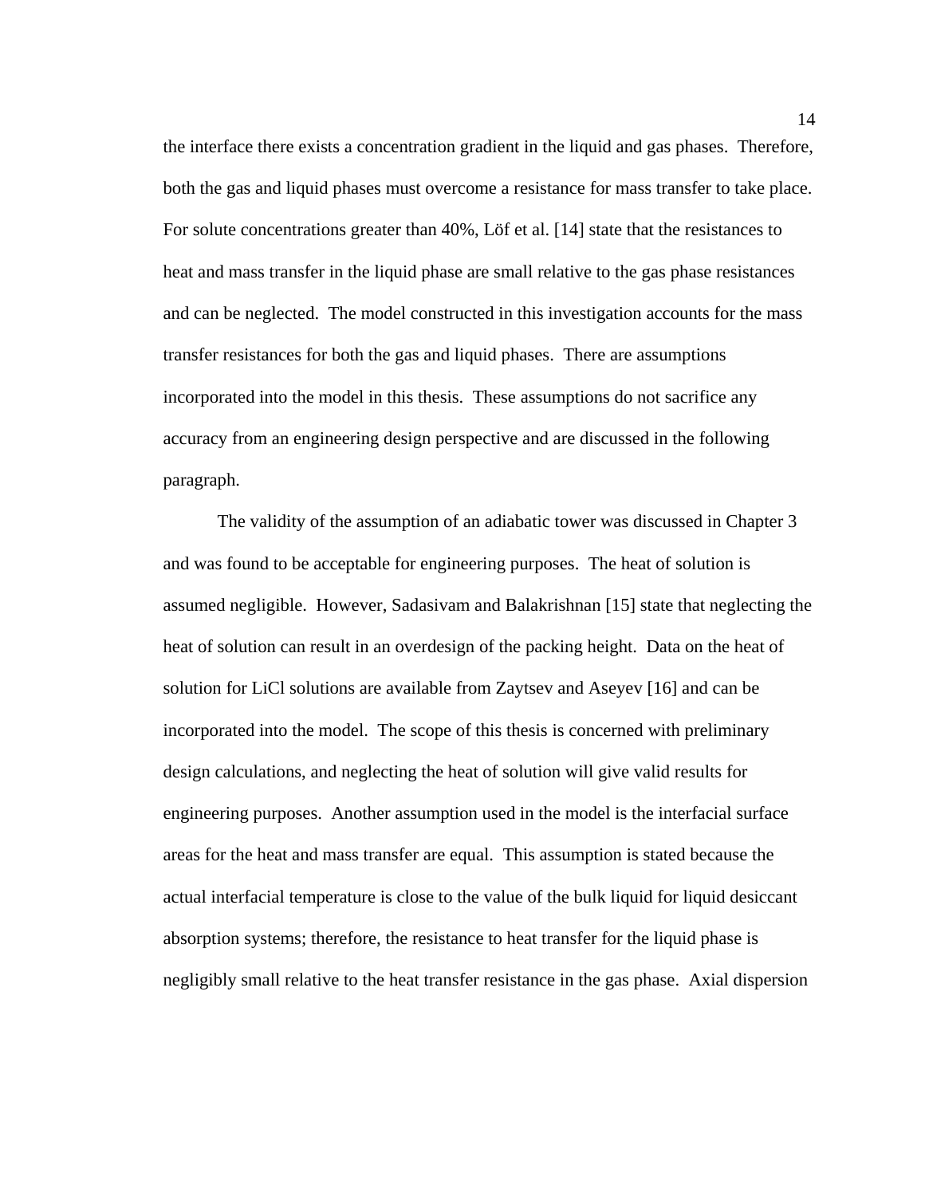the interface there exists a concentration gradient in the liquid and gas phases. Therefore, both the gas and liquid phases must overcome a resistance for mass transfer to take place. For solute concentrations greater than 40%, Löf et al. [14] state that the resistances to heat and mass transfer in the liquid phase are small relative to the gas phase resistances and can be neglected. The model constructed in this investigation accounts for the mass transfer resistances for both the gas and liquid phases. There are assumptions incorporated into the model in this thesis. These assumptions do not sacrifice any accuracy from an engineering design perspective and are discussed in the following paragraph.

The validity of the assumption of an adiabatic tower was discussed in Chapter 3 and was found to be acceptable for engineering purposes. The heat of solution is assumed negligible. However, Sadasivam and Balakrishnan [15] state that neglecting the heat of solution can result in an overdesign of the packing height. Data on the heat of solution for LiCl solutions are available from Zaytsev and Aseyev [16] and can be incorporated into the model. The scope of this thesis is concerned with preliminary design calculations, and neglecting the heat of solution will give valid results for engineering purposes. Another assumption used in the model is the interfacial surface areas for the heat and mass transfer are equal. This assumption is stated because the actual interfacial temperature is close to the value of the bulk liquid for liquid desiccant absorption systems; therefore, the resistance to heat transfer for the liquid phase is negligibly small relative to the heat transfer resistance in the gas phase. Axial dispersion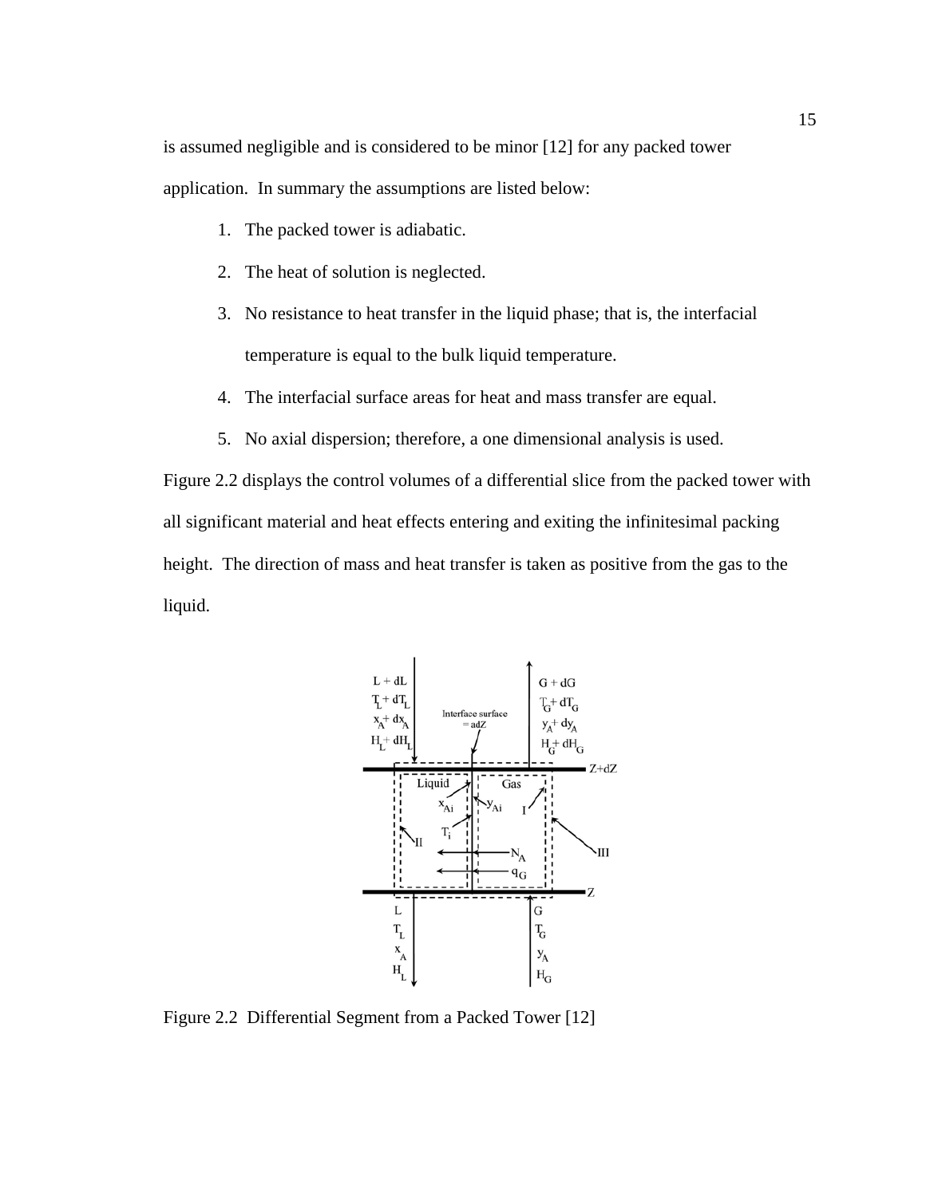is assumed negligible and is considered to be minor [12] for any packed tower application. In summary the assumptions are listed below:

1. The packed tower is adiabatic.
2. The heat of solution is neglected.
3. No resistance to heat transfer in the liquid phase; that is, the interfacial temperature is equal to the bulk liquid temperature.
4. The interfacial surface areas for heat and mass transfer are equal.
5. No axial dispersion; therefore, a one dimensional analysis is used.

Figure 2.2 displays the control volumes of a differential slice from the packed tower with all significant material and heat effects entering and exiting the infinitesimal packing height. The direction of mass and heat transfer is taken as positive from the gas to the liquid.

$L + dL$
$T_L + dT_L$
$x_A + dx_A$
$H_L + dH_L$

Interface surface = adZ

$G + dG$
$T_G + dT_G$
$y_A + dy_A$
$H_G + dH_G$

Z+dZ

Liquid

Gas

$x_{Ai}$

$y_{Ai}$

I

$T_i$

II

III

$N_A$

$q_G$

Z

$L$
$T_L$
$x_A$
$H_L$

$G$
$T_G$
$y_A$
$H_G$

Figure 2.2 Differential Segment from a Packed Tower [12]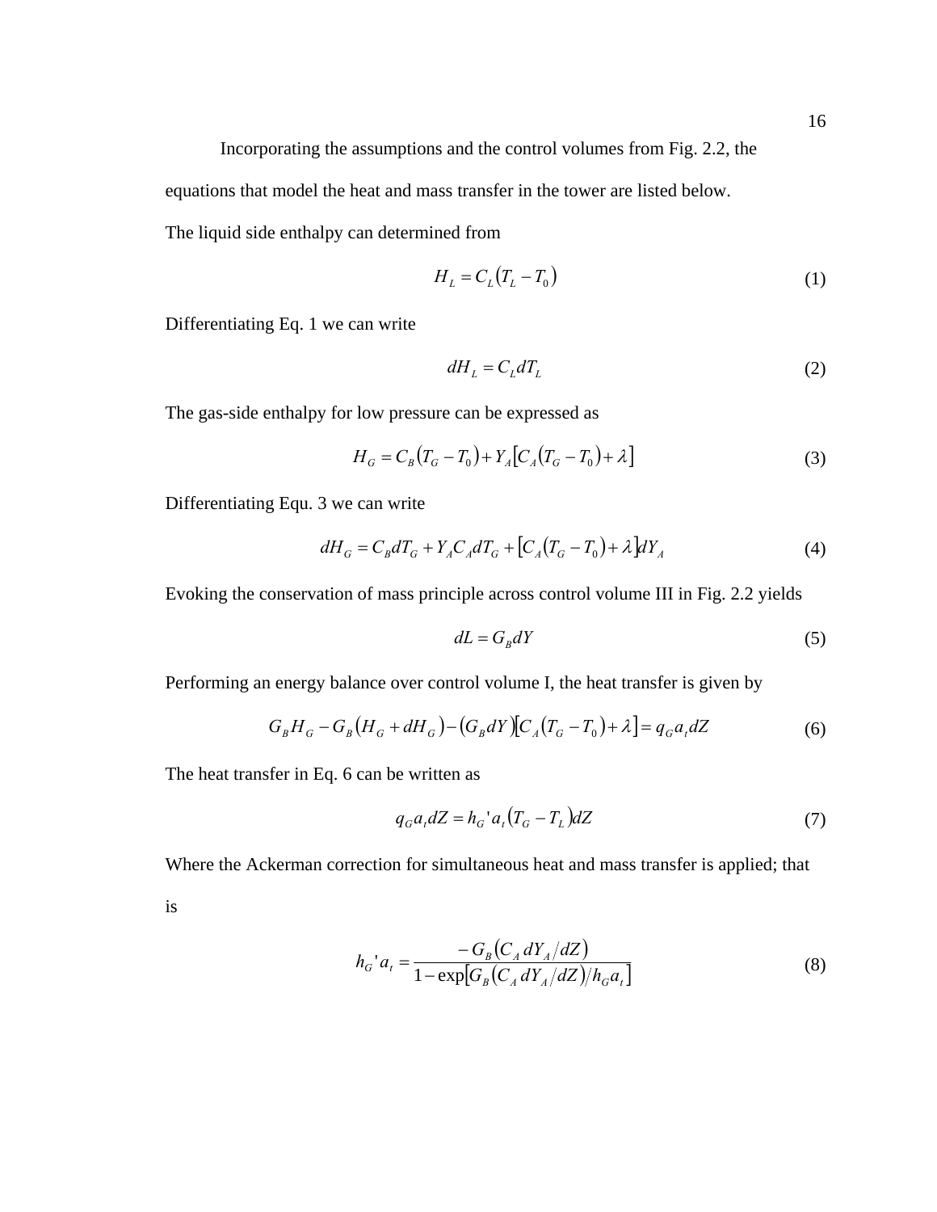Incorporating the assumptions and the control volumes from Fig. 2.2, the equations that model the heat and mass transfer in the tower are listed below.

The liquid side enthalpy can determined from

$$H_L = C_L\left(T_L - T_0\right) \tag{1}$$

Differentiating Eq. 1 we can write

$$dH_L = C_L dT_L \tag{2}$$

The gas-side enthalpy for low pressure can be expressed as

$$H_G = C_B\left(T_G - T_0\right) + Y_A\left[C_A\left(T_G - T_0\right) + \lambda\right] \tag{3}$$

Differentiating Equ. 3 we can write

$$dH_G = C_B dT_G + Y_A C_A dT_G + \left[C_A\left(T_G - T_0\right) + \lambda\right] dY_A \tag{4}$$

Evoking the conservation of mass principle across control volume III in Fig. 2.2 yields

$$dL = G_B dY \tag{5}$$

Performing an energy balance over control volume I, the heat transfer is given by

$$G_B H_G - G_B\left(H_G + dH_G\right) - \left(G_B dY\right)\left[C_A\left(T_G - T_0\right) + \lambda\right] = q_G a_t dZ \tag{6}$$

The heat transfer in Eq. 6 can be written as

$$q_G a_t dZ = h_G{}' a_t \left(T_G - T_L\right) dZ \tag{7}$$

Where the Ackerman correction for simultaneous heat and mass transfer is applied; that is

$$h_G{}' a_t = \frac{-G_B\left(C_A\, dY_A / dZ\right)}{1 - \exp\left[G_B\left(C_A\, dY_A / dZ\right) / h_G a_t\right]} \tag{8}$$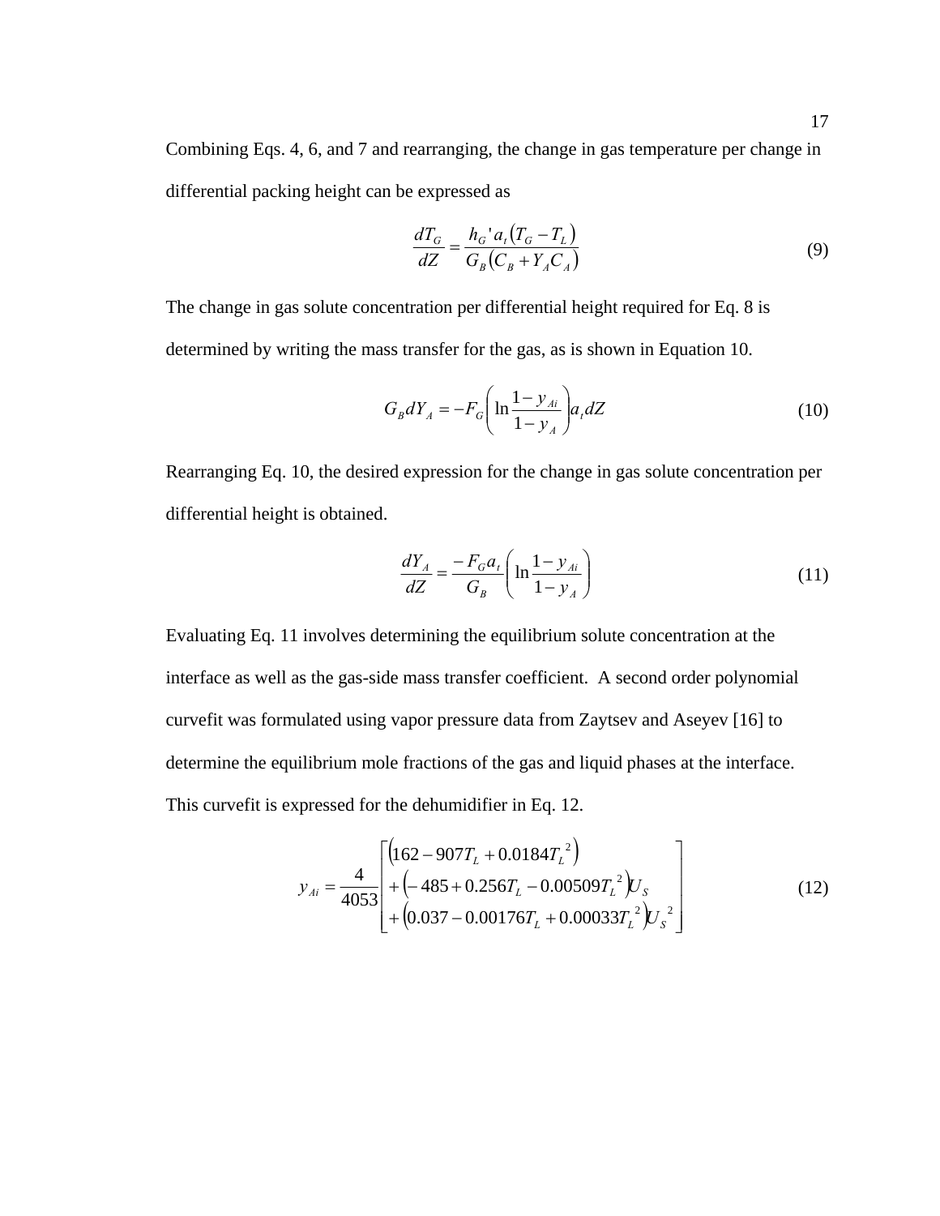Combining Eqs. 4, 6, and 7 and rearranging, the change in gas temperature per change in differential packing height can be expressed as

$$\frac{dT_G}{dZ} = \frac{h_G' a_t (T_G - T_L)}{G_B (C_B + Y_A C_A)} \tag{9}$$

The change in gas solute concentration per differential height required for Eq. 8 is determined by writing the mass transfer for the gas, as is shown in Equation 10.

$$G_B dY_A = -F_G \left( \ln \frac{1 - y_{Ai}}{1 - y_A} \right) a_t dZ \tag{10}$$

Rearranging Eq. 10, the desired expression for the change in gas solute concentration per differential height is obtained.

$$\frac{dY_A}{dZ} = \frac{-F_G a_t}{G_B} \left( \ln \frac{1 - y_{Ai}}{1 - y_A} \right) \tag{11}$$

Evaluating Eq. 11 involves determining the equilibrium solute concentration at the interface as well as the gas-side mass transfer coefficient. A second order polynomial curvefit was formulated using vapor pressure data from Zaytsev and Aseyev [16] to determine the equilibrium mole fractions of the gas and liquid phases at the interface. This curvefit is expressed for the dehumidifier in Eq. 12.

$$y_{Ai} = \frac{4}{4053} \begin{bmatrix} \left(162 - 907 T_L + 0.0184 T_L^{\,2}\right) \\ + \left(-485 + 0.256 T_L - 0.00509 T_L^{\,2}\right) U_S \\ + \left(0.037 - 0.00176 T_L + 0.00033 T_L^{\,2}\right) U_S^{\,2} \end{bmatrix} \tag{12}$$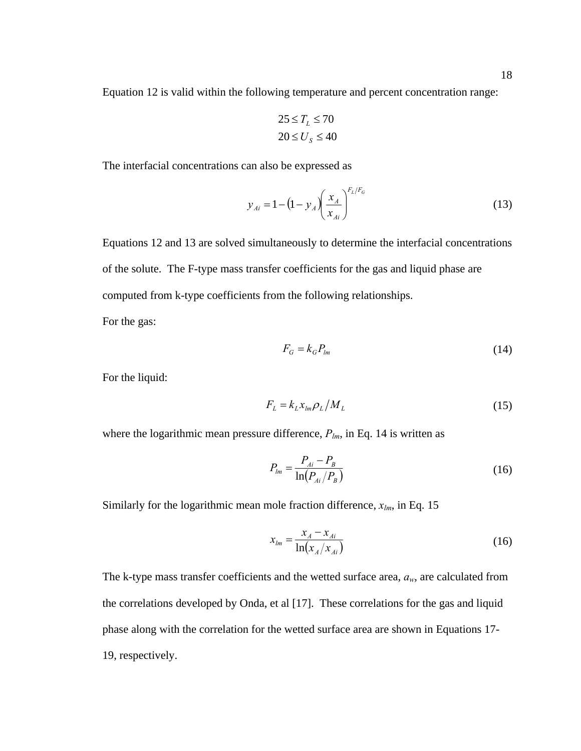Equation 12 is valid within the following temperature and percent concentration range:

$$25 \le T_L \le 70$$
$$20 \le U_S \le 40$$

The interfacial concentrations can also be expressed as

$$y_{Ai} = 1 - (1 - y_A)\left(\frac{x_A}{x_{Ai}}\right)^{F_L/F_G} \tag{13}$$

Equations 12 and 13 are solved simultaneously to determine the interfacial concentrations of the solute. The F-type mass transfer coefficients for the gas and liquid phase are computed from k-type coefficients from the following relationships.

For the gas:

$$F_G = k_G P_{lm} \tag{14}$$

For the liquid:

$$F_L = k_L x_{lm} \rho_L / M_L \tag{15}$$

where the logarithmic mean pressure difference, $P_{lm}$, in Eq. 14 is written as

$$P_{lm} = \frac{P_{Ai} - P_B}{\ln(P_{Ai}/P_B)} \tag{16}$$

Similarly for the logarithmic mean mole fraction difference, $x_{lm}$, in Eq. 15

$$x_{lm} = \frac{x_A - x_{Ai}}{\ln(x_A/x_{Ai})} \tag{16}$$

The k-type mass transfer coefficients and the wetted surface area, $a_w$, are calculated from the correlations developed by Onda, et al [17]. These correlations for the gas and liquid phase along with the correlation for the wetted surface area are shown in Equations 17-19, respectively.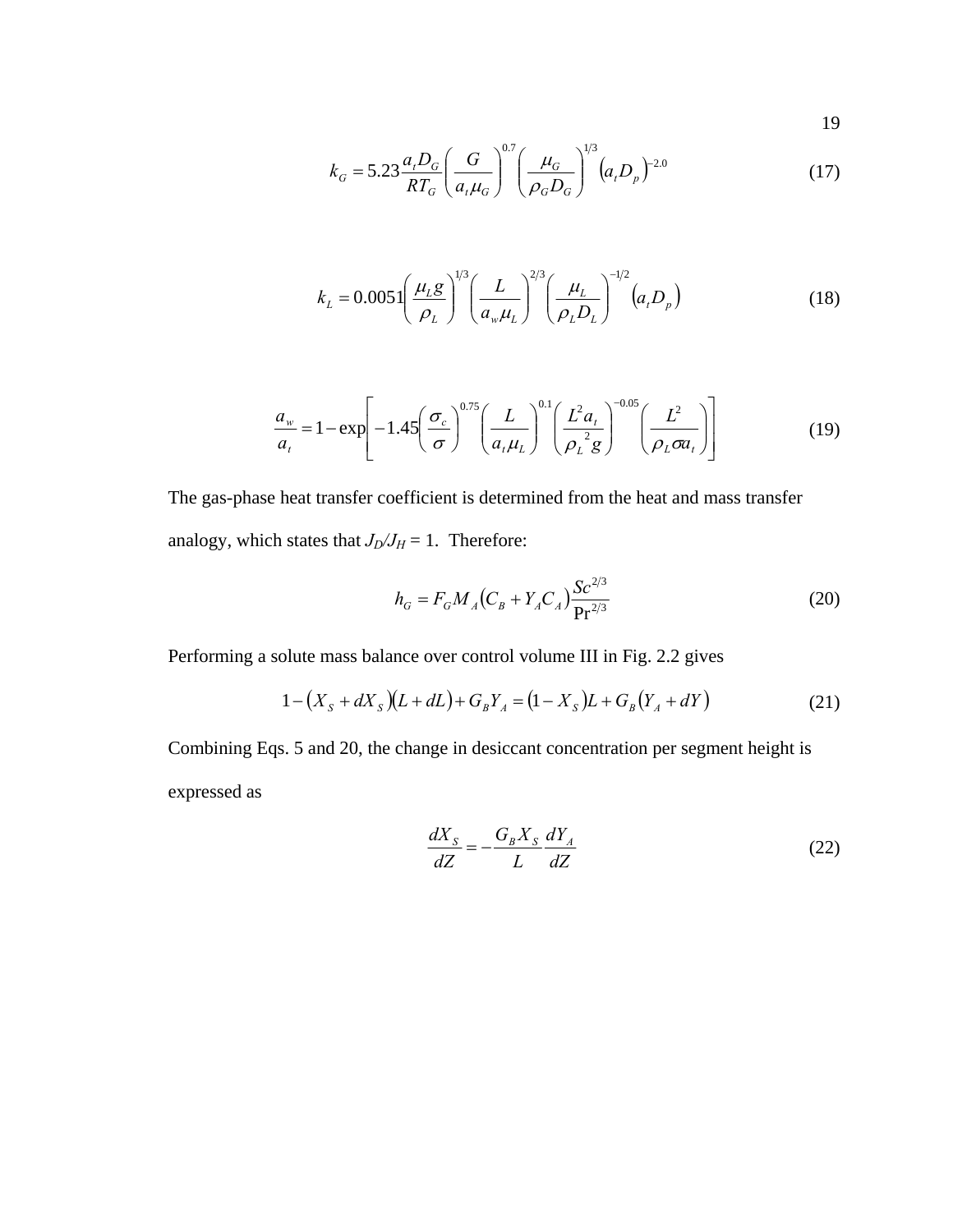$$k_G = 5.23 \frac{a_t D_G}{RT_G} \left( \frac{G}{a_t \mu_G} \right)^{0.7} \left( \frac{\mu_G}{\rho_G D_G} \right)^{1/3} \left( a_t D_p \right)^{-2.0} \tag{17}$$

$$k_L = 0.0051 \left( \frac{\mu_L g}{\rho_L} \right)^{1/3} \left( \frac{L}{a_w \mu_L} \right)^{2/3} \left( \frac{\mu_L}{\rho_L D_L} \right)^{-1/2} \left( a_t D_p \right) \tag{18}$$

$$\frac{a_w}{a_t} = 1 - \exp\left[ -1.45 \left( \frac{\sigma_c}{\sigma} \right)^{0.75} \left( \frac{L}{a_t \mu_L} \right)^{0.1} \left( \frac{L^2 a_t}{\rho_L{}^2 g} \right)^{-0.05} \left( \frac{L^2}{\rho_L \sigma a_t} \right) \right] \tag{19}$$

The gas-phase heat transfer coefficient is determined from the heat and mass transfer analogy, which states that $J_D/J_H = 1$. Therefore:

$$h_G = F_G M_A \left( C_B + Y_A C_A \right) \frac{Sc^{2/3}}{\Pr^{2/3}} \tag{20}$$

Performing a solute mass balance over control volume III in Fig. 2.2 gives

$$1 - \left( X_S + dX_S \right)\left( L + dL \right) + G_B Y_A = \left( 1 - X_S \right) L + G_B \left( Y_A + dY \right) \tag{21}$$

Combining Eqs. 5 and 20, the change in desiccant concentration per segment height is expressed as

$$\frac{dX_S}{dZ} = -\frac{G_B X_S}{L} \frac{dY_A}{dZ} \tag{22}$$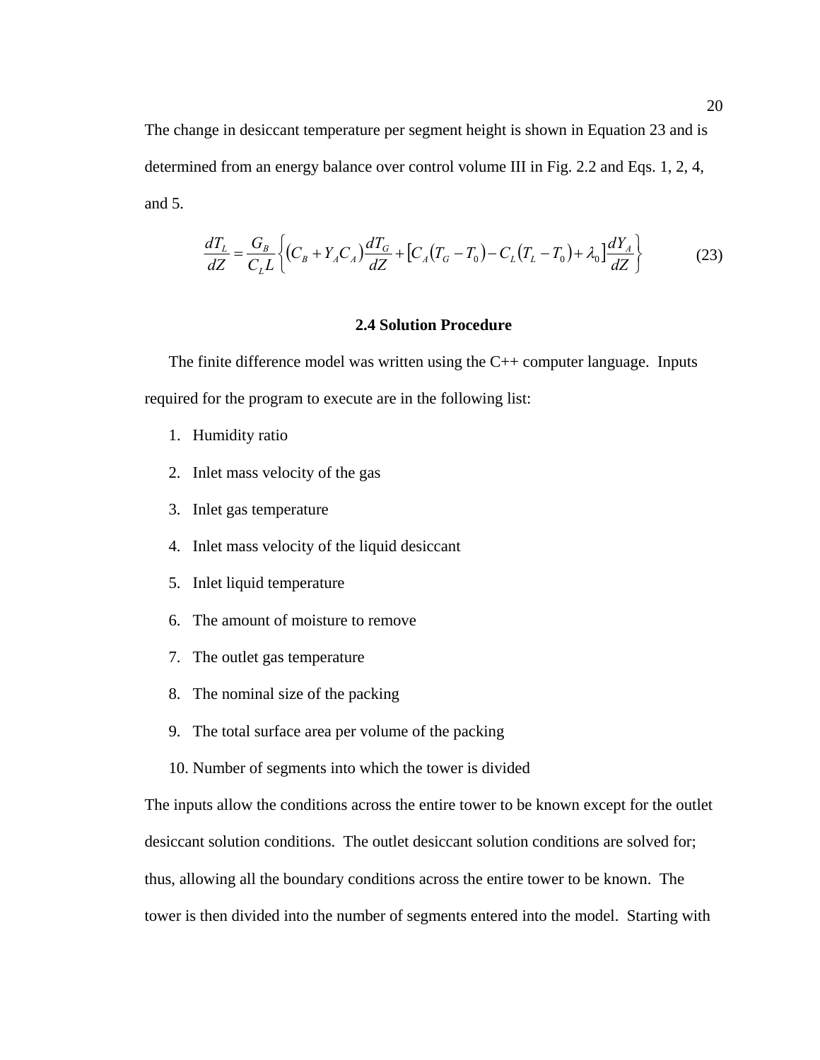The change in desiccant temperature per segment height is shown in Equation 23 and is determined from an energy balance over control volume III in Fig. 2.2 and Eqs. 1, 2, 4, and 5.

$$\frac{dT_L}{dZ} = \frac{G_B}{C_L L}\left\{ \left(C_B + Y_A C_A\right)\frac{dT_G}{dZ} + \left[C_A\left(T_G - T_0\right) - C_L\left(T_L - T_0\right) + \lambda_0\right]\frac{dY_A}{dZ} \right\} \tag{23}$$

## 2.4 Solution Procedure

The finite difference model was written using the C++ computer language. Inputs required for the program to execute are in the following list:

1. Humidity ratio
2. Inlet mass velocity of the gas
3. Inlet gas temperature
4. Inlet mass velocity of the liquid desiccant
5. Inlet liquid temperature
6. The amount of moisture to remove
7. The outlet gas temperature
8. The nominal size of the packing
9. The total surface area per volume of the packing
10. Number of segments into which the tower is divided

The inputs allow the conditions across the entire tower to be known except for the outlet desiccant solution conditions. The outlet desiccant solution conditions are solved for; thus, allowing all the boundary conditions across the entire tower to be known. The tower is then divided into the number of segments entered into the model. Starting with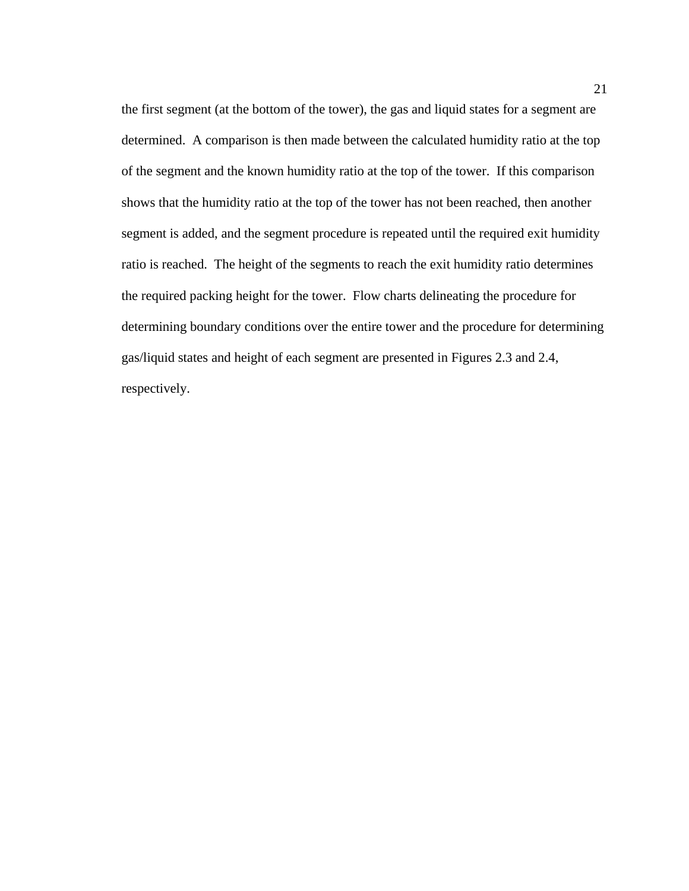the first segment (at the bottom of the tower), the gas and liquid states for a segment are determined. A comparison is then made between the calculated humidity ratio at the top of the segment and the known humidity ratio at the top of the tower. If this comparison shows that the humidity ratio at the top of the tower has not been reached, then another segment is added, and the segment procedure is repeated until the required exit humidity ratio is reached. The height of the segments to reach the exit humidity ratio determines the required packing height for the tower. Flow charts delineating the procedure for determining boundary conditions over the entire tower and the procedure for determining gas/liquid states and height of each segment are presented in Figures 2.3 and 2.4, respectively.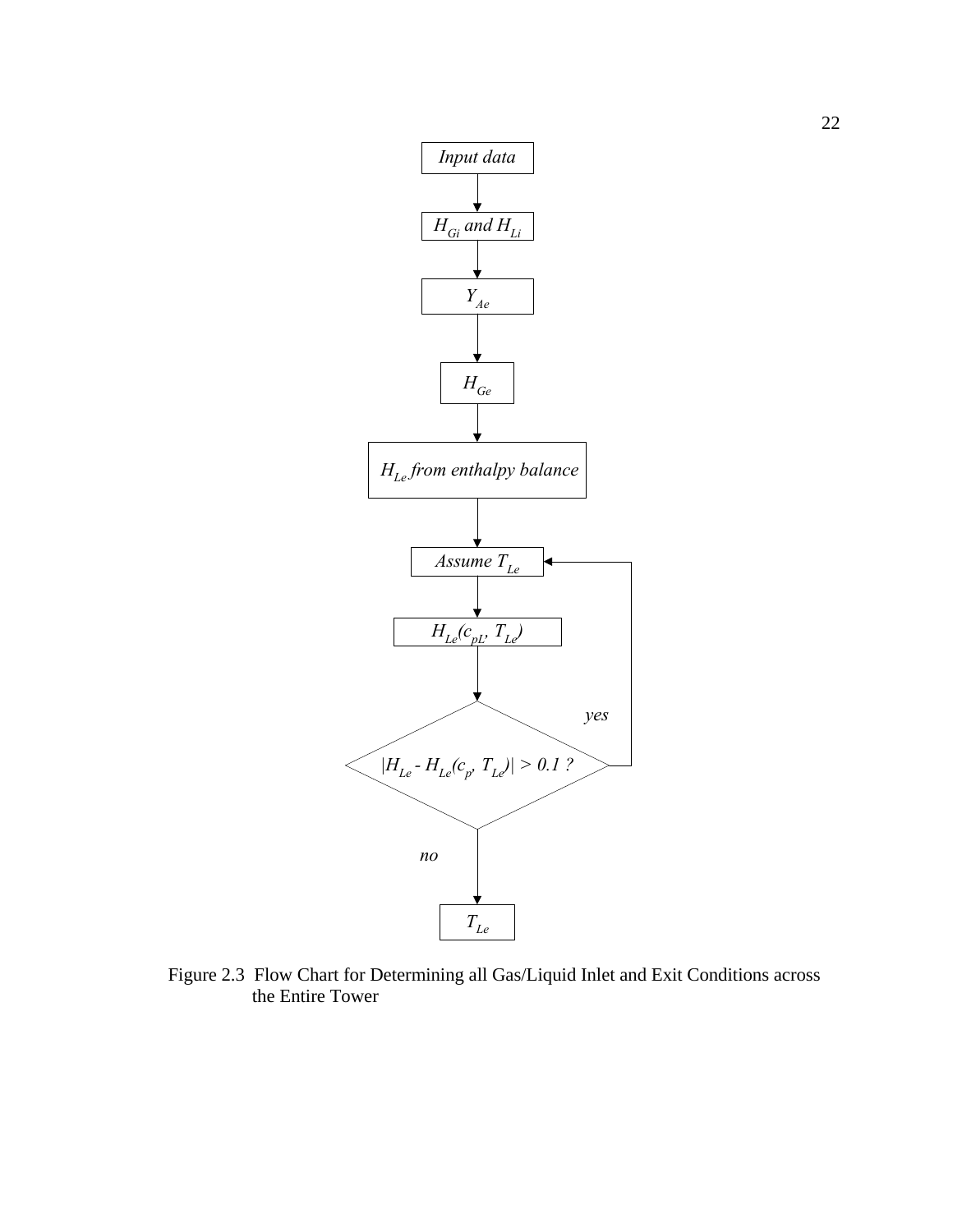*Input data*

$H_{Gi}$ *and* $H_{Li}$

$Y_{Ae}$

$H_{Ge}$

$H_{Le}$ *from enthalpy balance*

*Assume* $T_{Le}$

$H_{Le}(c_{pL}, T_{Le})$

$|H_{Le} - H_{Le}(c_p, T_{Le})| > 0.1$ ?

*yes*

*no*

$T_{Le}$

Figure 2.3 Flow Chart for Determining all Gas/Liquid Inlet and Exit Conditions across the Entire Tower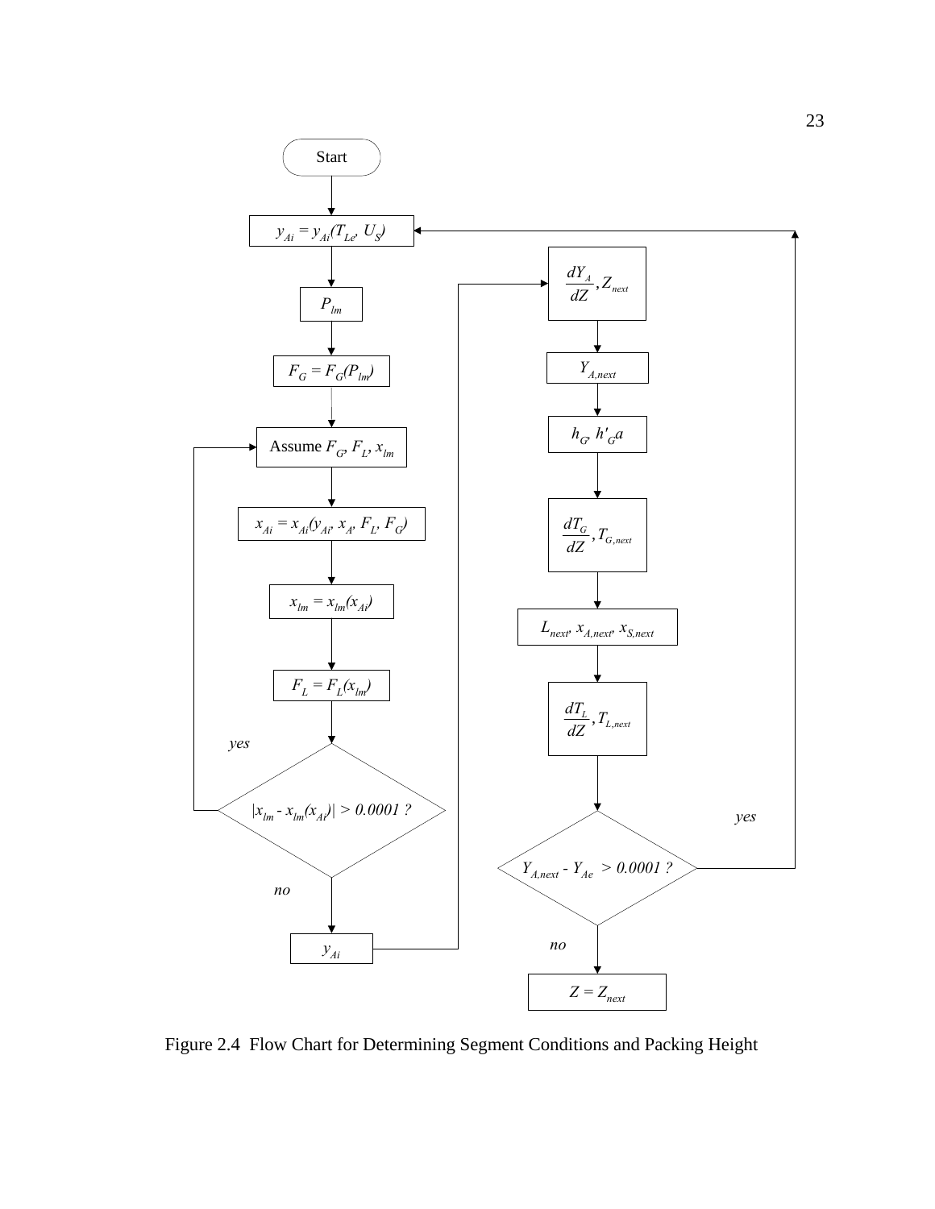Start

$y_{Ai} = y_{Ai}(T_{Le}, U_S)$

$P_{lm}$

$F_G = F_G(P_{lm})$

Assume $F_G$, $F_L$, $x_{lm}$

$x_{Ai} = x_{Ai}(y_{Ai}, x_A, F_L, F_G)$

$x_{lm} = x_{lm}(x_{Ai})$

$F_L = F_L(x_{lm})$

yes

$|x_{lm} - x_{lm}(x_{Ai})| > 0.0001$ ?

no

$y_{Ai}$

$\frac{dY_A}{dZ}, Z_{next}$

$Y_{A,next}$

$h_G$, $h'_G a$

$\frac{dT_G}{dZ}, T_{G,next}$

$L_{next}$, $x_{A,next}$, $x_{S,next}$

$\frac{dT_L}{dZ}, T_{L,next}$

yes

$Y_{A,next} - Y_{Ae} > 0.0001$ ?

no

$Z = Z_{next}$

Figure 2.4 Flow Chart for Determining Segment Conditions and Packing Height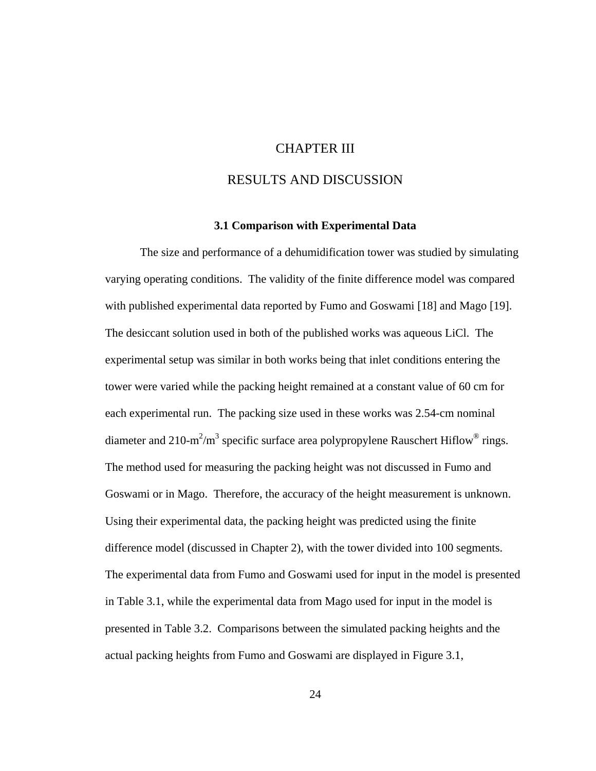# CHAPTER III

# RESULTS AND DISCUSSION

### 3.1 Comparison with Experimental Data

The size and performance of a dehumidification tower was studied by simulating varying operating conditions. The validity of the finite difference model was compared with published experimental data reported by Fumo and Goswami [18] and Mago [19]. The desiccant solution used in both of the published works was aqueous LiCl. The experimental setup was similar in both works being that inlet conditions entering the tower were varied while the packing height remained at a constant value of 60 cm for each experimental run. The packing size used in these works was 2.54-cm nominal diameter and 210-$m^2/m^3$ specific surface area polypropylene Rauschert Hiflow® rings. The method used for measuring the packing height was not discussed in Fumo and Goswami or in Mago. Therefore, the accuracy of the height measurement is unknown. Using their experimental data, the packing height was predicted using the finite difference model (discussed in Chapter 2), with the tower divided into 100 segments. The experimental data from Fumo and Goswami used for input in the model is presented in Table 3.1, while the experimental data from Mago used for input in the model is presented in Table 3.2. Comparisons between the simulated packing heights and the actual packing heights from Fumo and Goswami are displayed in Figure 3.1,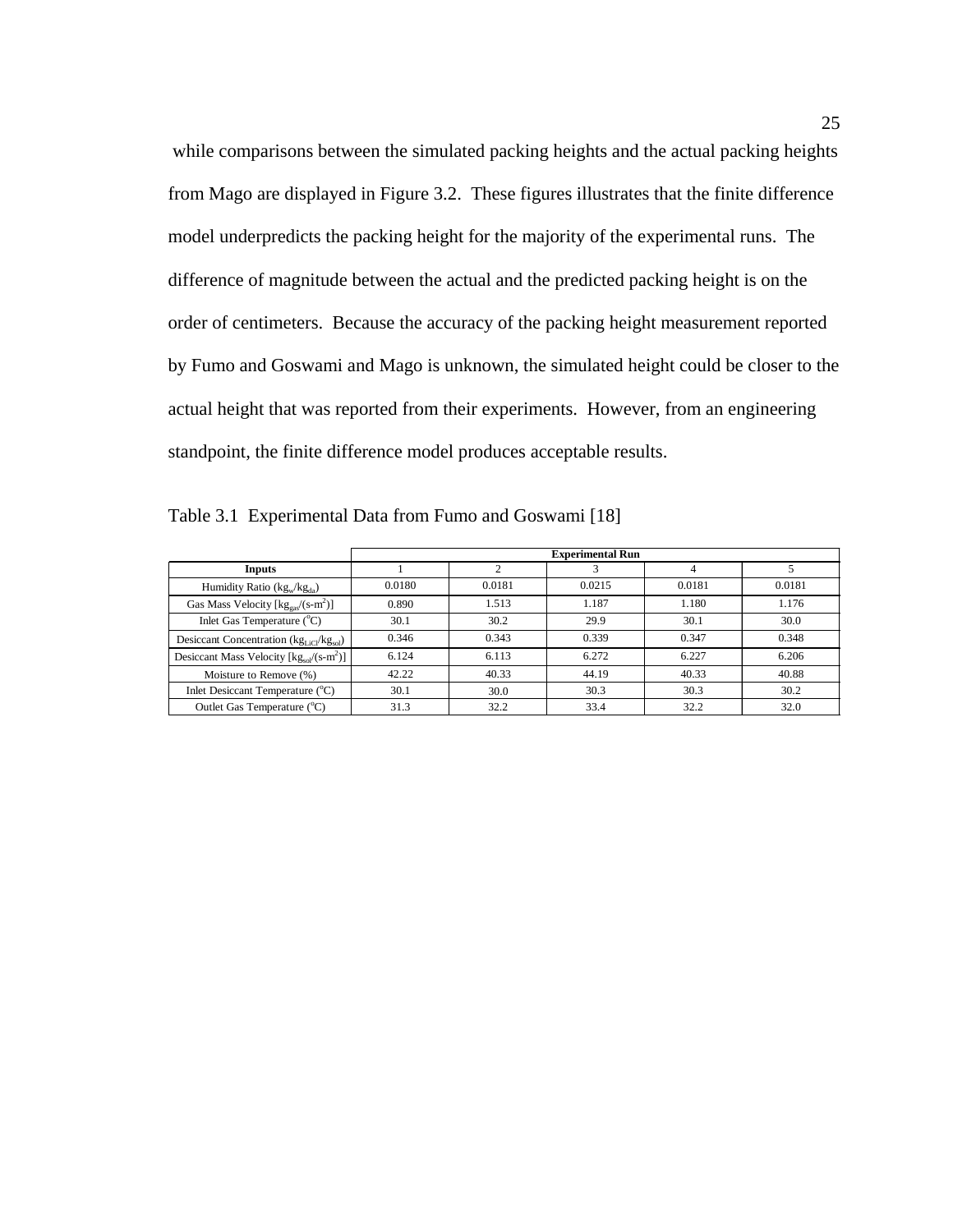while comparisons between the simulated packing heights and the actual packing heights from Mago are displayed in Figure 3.2. These figures illustrates that the finite difference model underpredicts the packing height for the majority of the experimental runs. The difference of magnitude between the actual and the predicted packing height is on the order of centimeters. Because the accuracy of the packing height measurement reported by Fumo and Goswami and Mago is unknown, the simulated height could be closer to the actual height that was reported from their experiments. However, from an engineering standpoint, the finite difference model produces acceptable results.

Table 3.1 Experimental Data from Fumo and Goswami [18]

| | **Experimental Run** | | | | |
|---|---|---|---|---|---|
| **Inputs** | 1 | 2 | 3 | 4 | 5 |
| Humidity Ratio ($kg_w/kg_{da}$) | 0.0180 | 0.0181 | 0.0215 | 0.0181 | 0.0181 |
| Gas Mass Velocity [$kg_{gas}/(s\text{-}m^2)$] | 0.890 | 1.513 | 1.187 | 1.180 | 1.176 |
| Inlet Gas Temperature ($^oC$) | 30.1 | 30.2 | 29.9 | 30.1 | 30.0 |
| Desiccant Concentration ($kg_{LiCl}/kg_{sol}$) | 0.346 | 0.343 | 0.339 | 0.347 | 0.348 |
| Desiccant Mass Velocity [$kg_{sol}/(s\text{-}m^2)$] | 6.124 | 6.113 | 6.272 | 6.227 | 6.206 |
| Moisture to Remove (%) | 42.22 | 40.33 | 44.19 | 40.33 | 40.88 |
| Inlet Desiccant Temperature ($^oC$) | 30.1 | 30.0 | 30.3 | 30.3 | 30.2 |
| Outlet Gas Temperature ($^oC$) | 31.3 | 32.2 | 33.4 | 32.2 | 32.0 |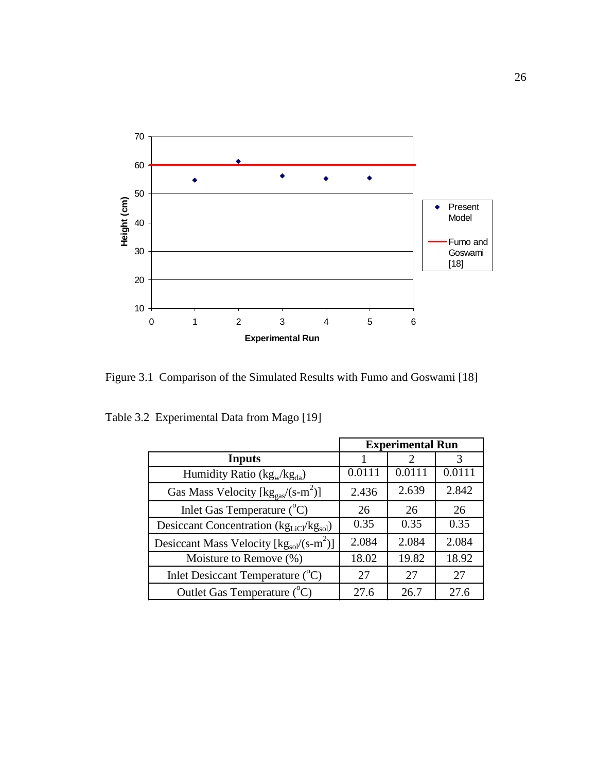70
60
50
40
30
20
10

Height (cm)

0 1 2 3 4 5 6

Experimental Run

Present Model

Fumo and Goswami [18]

Figure 3.1 Comparison of the Simulated Results with Fumo and Goswami [18]

Table 3.2 Experimental Data from Mago [19]

| | **Experimental Run** | | |
|---|---|---|---|
| **Inputs** | 1 | 2 | 3 |
| Humidity Ratio ($kg_w/kg_{da}$) | 0.0111 | 0.0111 | 0.0111 |
| Gas Mass Velocity [$kg_{gas}/(s\text{-}m^2)$] | 2.436 | 2.639 | 2.842 |
| Inlet Gas Temperature ($^oC$) | 26 | 26 | 26 |
| Desiccant Concentration ($kg_{LiCl}/kg_{sol}$) | 0.35 | 0.35 | 0.35 |
| Desiccant Mass Velocity [$kg_{sol}/(s\text{-}m^2)$] | 2.084 | 2.084 | 2.084 |
| Moisture to Remove (%) | 18.02 | 19.82 | 18.92 |
| Inlet Desiccant Temperature ($^oC$) | 27 | 27 | 27 |
| Outlet Gas Temperature ($^oC$) | 27.6 | 26.7 | 27.6 |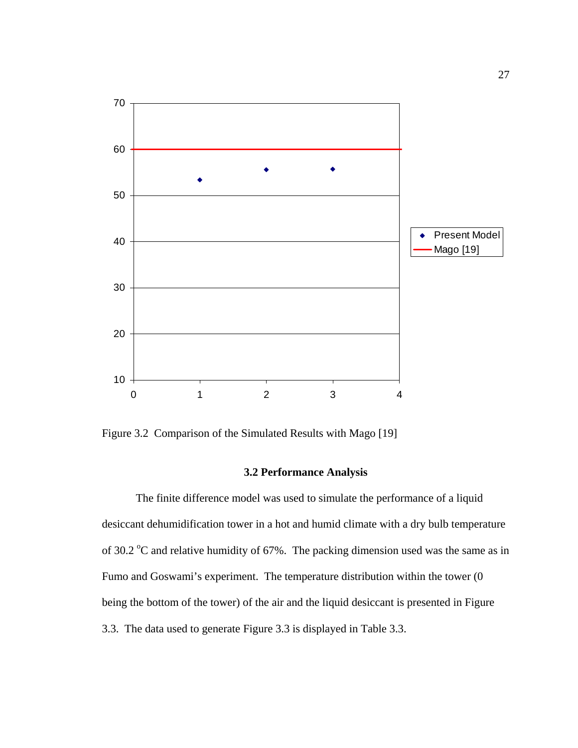70

60

50

40

30

20

10

0 1 2 3 4

Present Model

Mago [19]

Figure 3.2 Comparison of the Simulated Results with Mago [19]

### 3.2 Performance Analysis

The finite difference model was used to simulate the performance of a liquid desiccant dehumidification tower in a hot and humid climate with a dry bulb temperature of 30.2 $^{o}$C and relative humidity of 67%. The packing dimension used was the same as in Fumo and Goswami's experiment. The temperature distribution within the tower (0 being the bottom of the tower) of the air and the liquid desiccant is presented in Figure 3.3. The data used to generate Figure 3.3 is displayed in Table 3.3.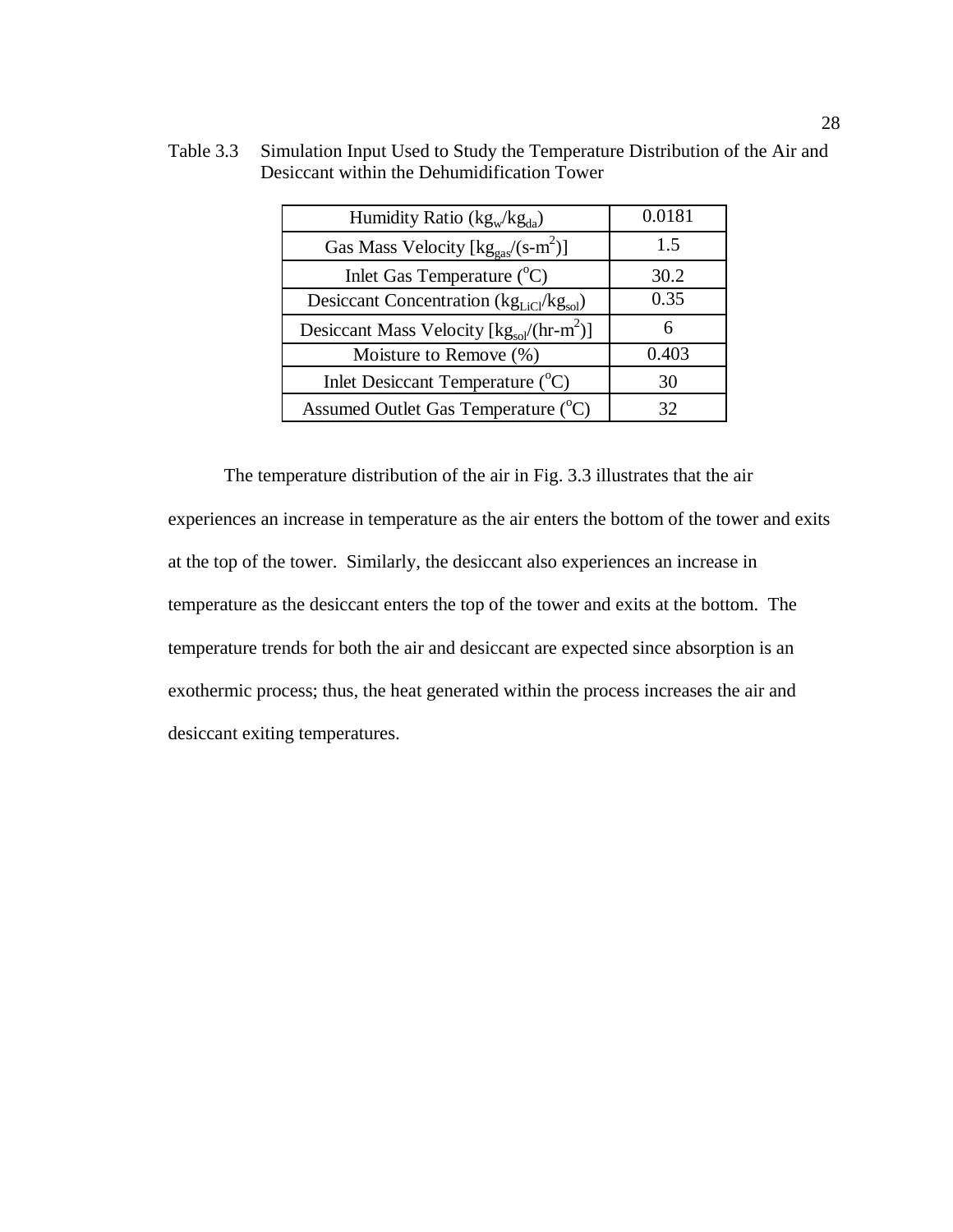Table 3.3 Simulation Input Used to Study the Temperature Distribution of the Air and Desiccant within the Dehumidification Tower

| | |
|---|---|
| Humidity Ratio ($kg_w/kg_{da}$) | 0.0181 |
| Gas Mass Velocity [$kg_{gas}/(s\text{-}m^2)$] | 1.5 |
| Inlet Gas Temperature ($^oC$) | 30.2 |
| Desiccant Concentration ($kg_{LiCl}/kg_{sol}$) | 0.35 |
| Desiccant Mass Velocity [$kg_{sol}/(hr\text{-}m^2)$] | 6 |
| Moisture to Remove (%) | 0.403 |
| Inlet Desiccant Temperature ($^oC$) | 30 |
| Assumed Outlet Gas Temperature ($^oC$) | 32 |

The temperature distribution of the air in Fig. 3.3 illustrates that the air experiences an increase in temperature as the air enters the bottom of the tower and exits at the top of the tower. Similarly, the desiccant also experiences an increase in temperature as the desiccant enters the top of the tower and exits at the bottom. The temperature trends for both the air and desiccant are expected since absorption is an exothermic process; thus, the heat generated within the process increases the air and desiccant exiting temperatures.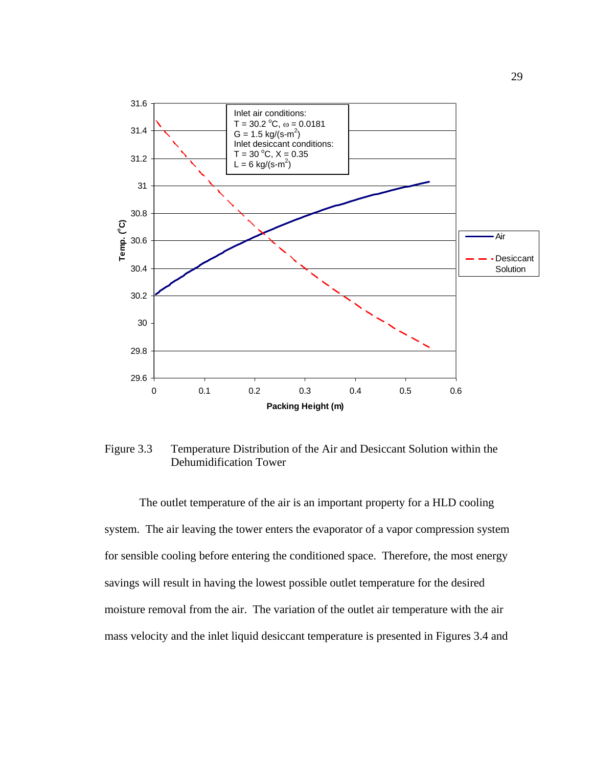31.6
31.4
31.2
31
30.8
30.6
30.4
30.2
30
29.8
29.6

0
0.1
0.2
0.3
0.4
0.5
0.6

Temp. (°C)

Packing Height (m)

Inlet air conditions:
T = 30.2 °C, ω = 0.0181
G = 1.5 kg/(s-m²)
Inlet desiccant conditions:
T = 30 °C, X = 0.35
L = 6 kg/(s-m²)

Air
Desiccant Solution

Figure 3.3 Temperature Distribution of the Air and Desiccant Solution within the Dehumidification Tower

The outlet temperature of the air is an important property for a HLD cooling system. The air leaving the tower enters the evaporator of a vapor compression system for sensible cooling before entering the conditioned space. Therefore, the most energy savings will result in having the lowest possible outlet temperature for the desired moisture removal from the air. The variation of the outlet air temperature with the air mass velocity and the inlet liquid desiccant temperature is presented in Figures 3.4 and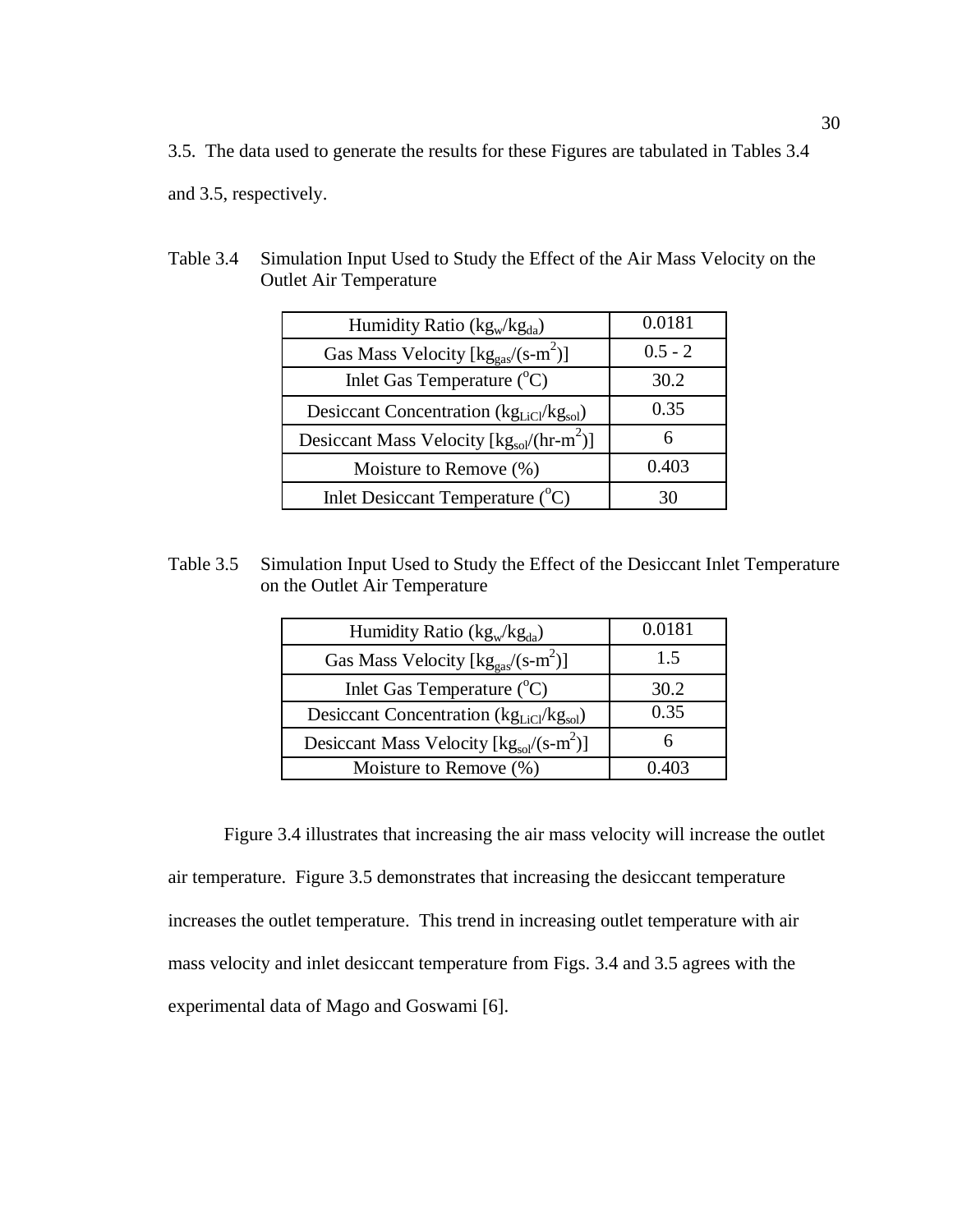3.5. The data used to generate the results for these Figures are tabulated in Tables 3.4 and 3.5, respectively.

Table 3.4 Simulation Input Used to Study the Effect of the Air Mass Velocity on the Outlet Air Temperature

| | |
|---|---|
| Humidity Ratio ($kg_w/kg_{da}$) | 0.0181 |
| Gas Mass Velocity [$kg_{gas}/(s\text{-}m^2)$] | 0.5 - 2 |
| Inlet Gas Temperature ($^oC$) | 30.2 |
| Desiccant Concentration ($kg_{LiCl}/kg_{sol}$) | 0.35 |
| Desiccant Mass Velocity [$kg_{sol}/(hr\text{-}m^2)$] | 6 |
| Moisture to Remove (%) | 0.403 |
| Inlet Desiccant Temperature ($^oC$) | 30 |

Table 3.5 Simulation Input Used to Study the Effect of the Desiccant Inlet Temperature on the Outlet Air Temperature

| | |
|---|---|
| Humidity Ratio ($kg_w/kg_{da}$) | 0.0181 |
| Gas Mass Velocity [$kg_{gas}/(s\text{-}m^2)$] | 1.5 |
| Inlet Gas Temperature ($^oC$) | 30.2 |
| Desiccant Concentration ($kg_{LiCl}/kg_{sol}$) | 0.35 |
| Desiccant Mass Velocity [$kg_{sol}/(s\text{-}m^2)$] | 6 |
| Moisture to Remove (%) | 0.403 |

Figure 3.4 illustrates that increasing the air mass velocity will increase the outlet air temperature. Figure 3.5 demonstrates that increasing the desiccant temperature increases the outlet temperature. This trend in increasing outlet temperature with air mass velocity and inlet desiccant temperature from Figs. 3.4 and 3.5 agrees with the experimental data of Mago and Goswami [6].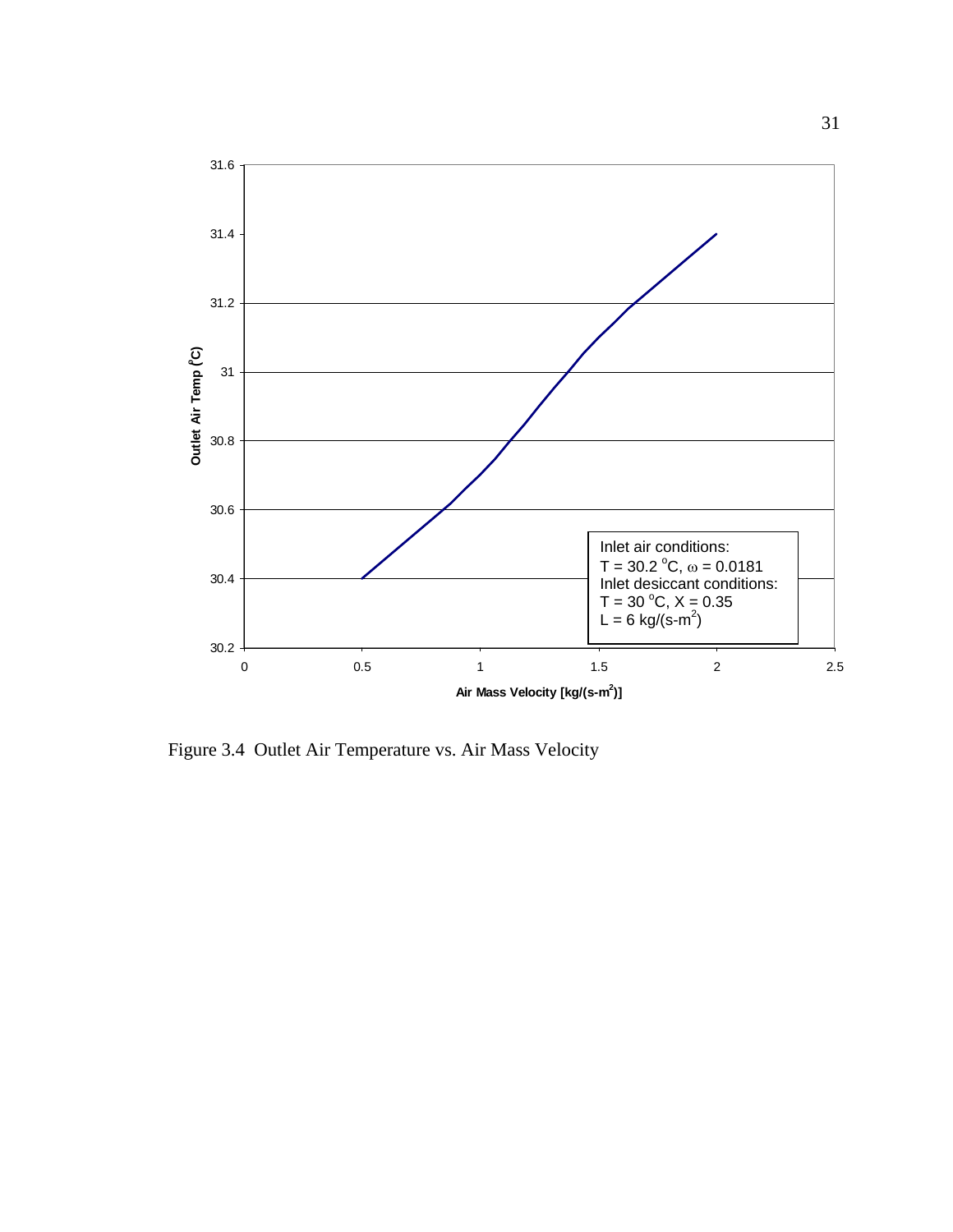31.6
31.4
31.2
31
30.8
30.6
30.4
30.2

Outlet Air Temp (°C)

0
0.5
1
1.5
2
2.5

Air Mass Velocity [kg/(s-m²)]

Inlet air conditions:
T = 30.2 °C, ω = 0.0181
Inlet desiccant conditions:
T = 30 °C, X = 0.35
L = 6 kg/(s-m²)

Figure 3.4 Outlet Air Temperature vs. Air Mass Velocity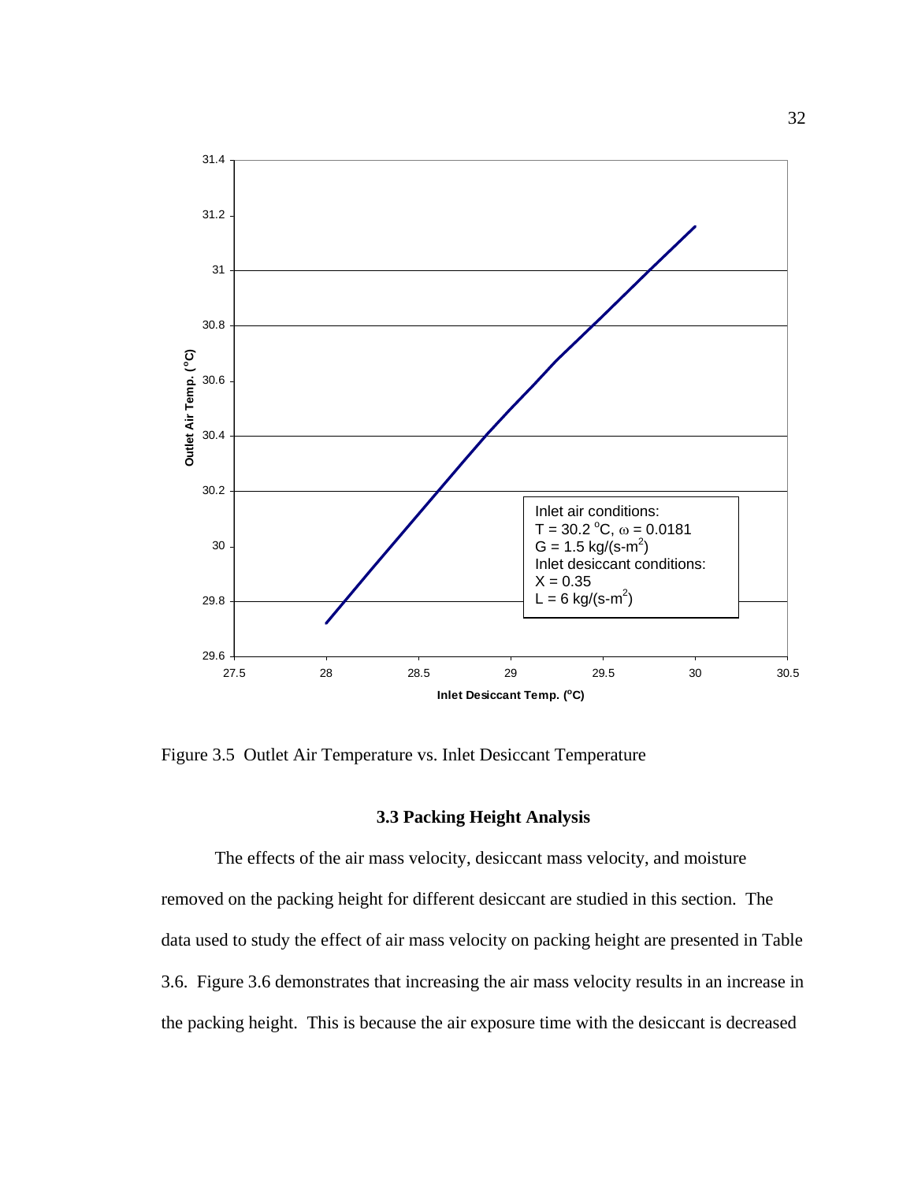31.4

31.2

31

30.8

30.6

30.4

30.2

30

29.8

29.6

27.5 28 28.5 29 29.5 30 30.5

Outlet Air Temp. (°C)

Inlet Desiccant Temp. (°C)

Inlet air conditions:
T = 30.2 °C, ω = 0.0181
G = 1.5 kg/(s-m²)
Inlet desiccant conditions:
X = 0.35
L = 6 kg/(s-m²)

Figure 3.5 Outlet Air Temperature vs. Inlet Desiccant Temperature

### 3.3 Packing Height Analysis

The effects of the air mass velocity, desiccant mass velocity, and moisture removed on the packing height for different desiccant are studied in this section. The data used to study the effect of air mass velocity on packing height are presented in Table 3.6. Figure 3.6 demonstrates that increasing the air mass velocity results in an increase in the packing height. This is because the air exposure time with the desiccant is decreased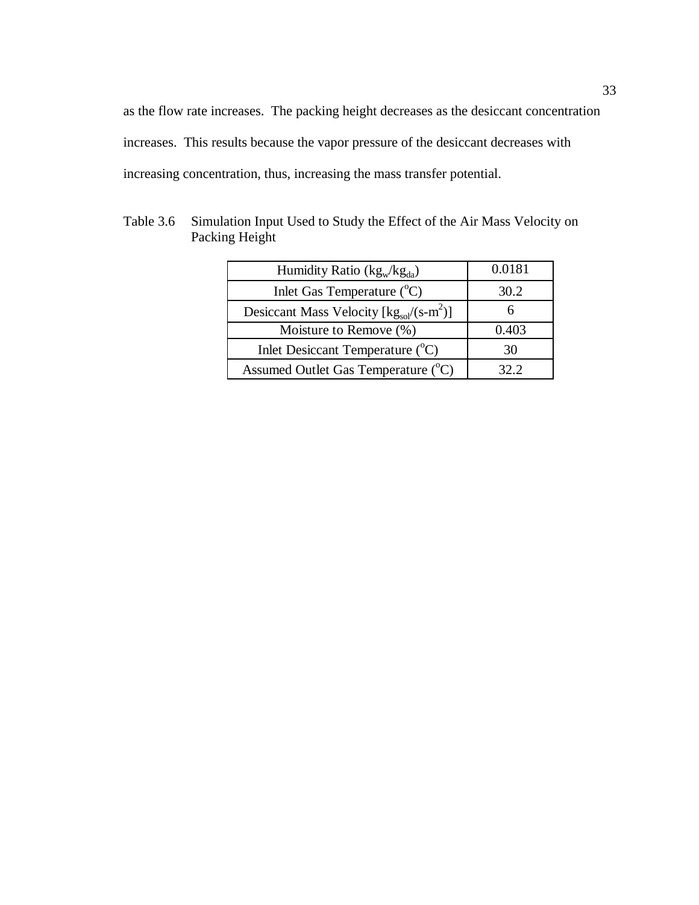as the flow rate increases. The packing height decreases as the desiccant concentration increases. This results because the vapor pressure of the desiccant decreases with increasing concentration, thus, increasing the mass transfer potential.

Table 3.6 Simulation Input Used to Study the Effect of the Air Mass Velocity on Packing Height

| | |
|---|---|
| Humidity Ratio ($kg_w/kg_{da}$) | 0.0181 |
| Inlet Gas Temperature ($^oC$) | 30.2 |
| Desiccant Mass Velocity [$kg_{sol}/(s\text{-}m^2)$] | 6 |
| Moisture to Remove (%) | 0.403 |
| Inlet Desiccant Temperature ($^oC$) | 30 |
| Assumed Outlet Gas Temperature ($^oC$) | 32.2 |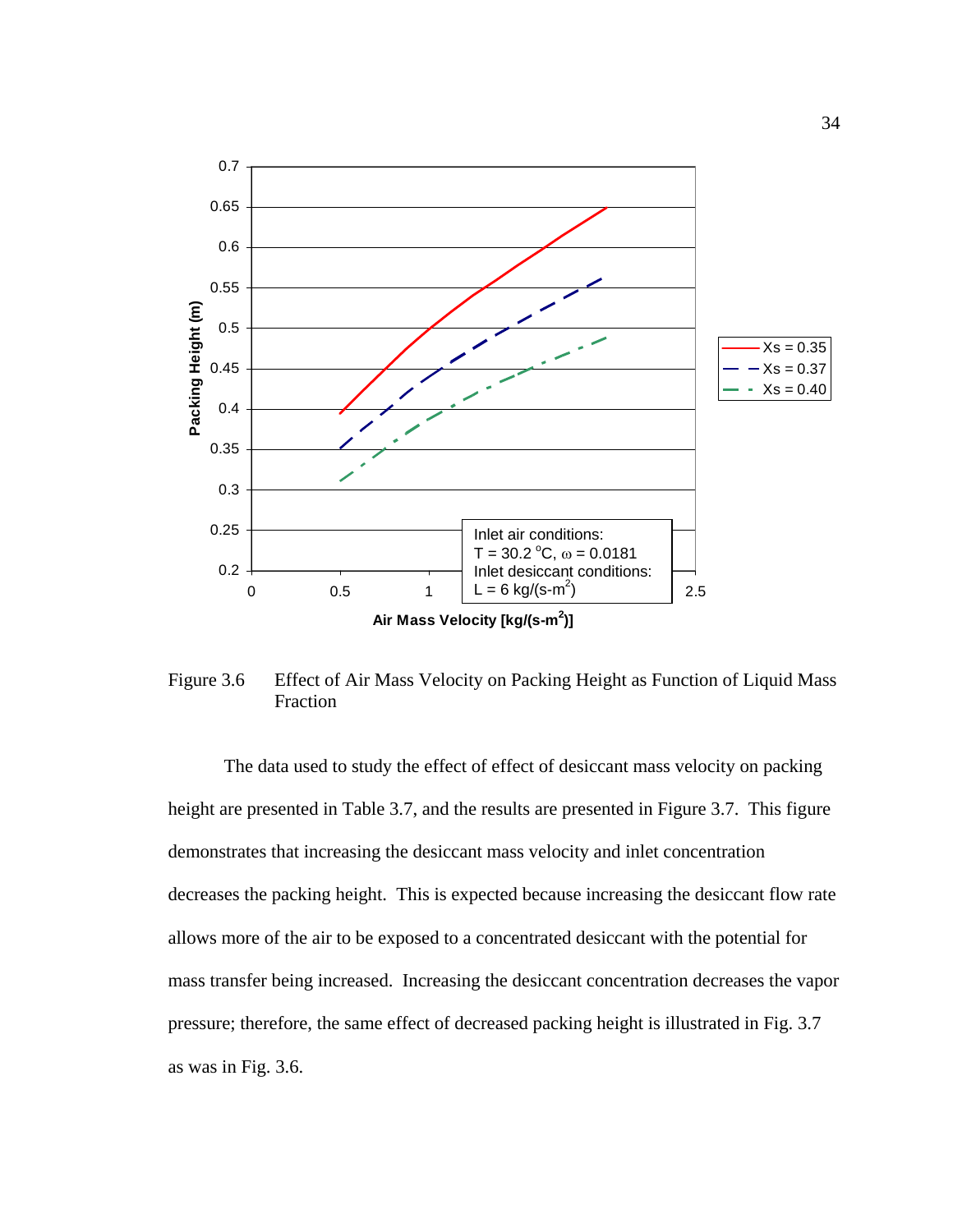0.7
0.65
0.6
0.55
0.5
0.45
0.4
0.35
0.3
0.25
0.2

0
0.5
1
2.5

Packing Height (m)

Air Mass Velocity [kg/(s-m$^2$)]

Xs = 0.35
Xs = 0.37
Xs = 0.40

Inlet air conditions:
T = 30.2 $^o$C, $\omega$ = 0.0181
Inlet desiccant conditions:
L = 6 kg/(s-m$^2$)

Figure 3.6 Effect of Air Mass Velocity on Packing Height as Function of Liquid Mass Fraction

The data used to study the effect of effect of desiccant mass velocity on packing height are presented in Table 3.7, and the results are presented in Figure 3.7. This figure demonstrates that increasing the desiccant mass velocity and inlet concentration decreases the packing height. This is expected because increasing the desiccant flow rate allows more of the air to be exposed to a concentrated desiccant with the potential for mass transfer being increased. Increasing the desiccant concentration decreases the vapor pressure; therefore, the same effect of decreased packing height is illustrated in Fig. 3.7 as was in Fig. 3.6.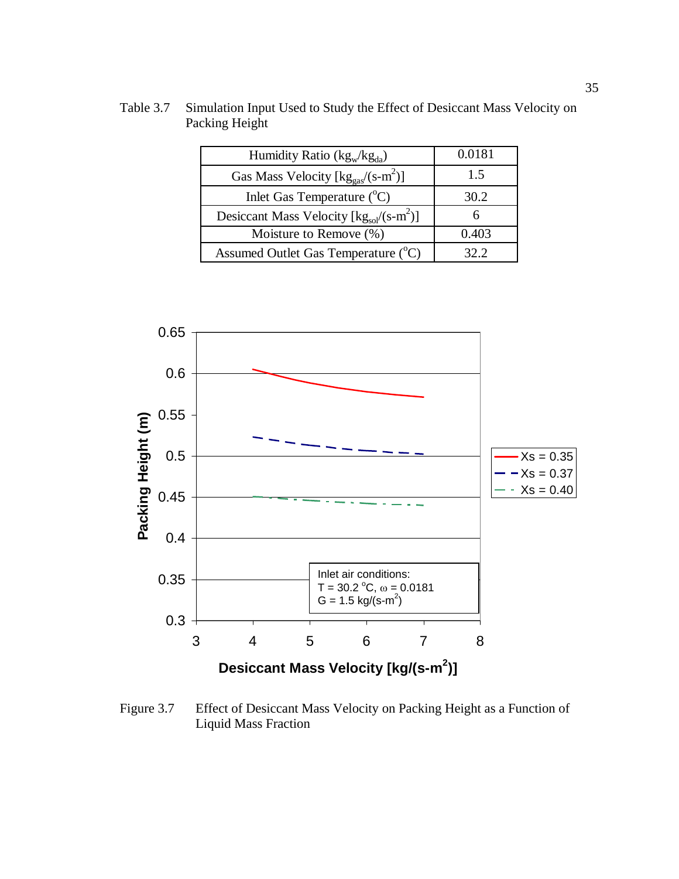Table 3.7 Simulation Input Used to Study the Effect of Desiccant Mass Velocity on Packing Height

| | |
|---|---|
| Humidity Ratio ($kg_w/kg_{da}$) | 0.0181 |
| Gas Mass Velocity [$kg_{gas}/(s\text{-}m^2)$] | 1.5 |
| Inlet Gas Temperature ($^oC$) | 30.2 |
| Desiccant Mass Velocity [$kg_{sol}/(s\text{-}m^2)$] | 6 |
| Moisture to Remove (%) | 0.403 |
| Assumed Outlet Gas Temperature ($^oC$) | 32.2 |

Packing Height (m)

0.65
0.6
0.55
0.5
0.45
0.4
0.35
0.3

3
4
5
6
7
8

Desiccant Mass Velocity [kg/(s-m$^2$)]

Xs = 0.35
Xs = 0.37
Xs = 0.40

Inlet air conditions:
T = 30.2 $^oC$, $\omega$ = 0.0181
G = 1.5 kg/(s-m$^2$)

Figure 3.7 Effect of Desiccant Mass Velocity on Packing Height as a Function of Liquid Mass Fraction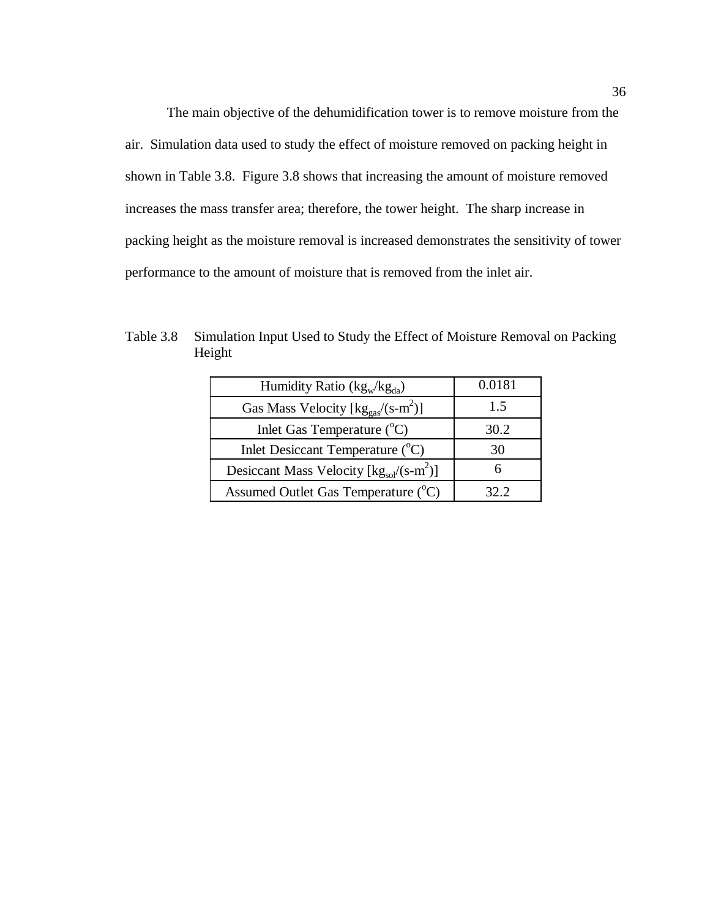The main objective of the dehumidification tower is to remove moisture from the air. Simulation data used to study the effect of moisture removed on packing height in shown in Table 3.8. Figure 3.8 shows that increasing the amount of moisture removed increases the mass transfer area; therefore, the tower height. The sharp increase in packing height as the moisture removal is increased demonstrates the sensitivity of tower performance to the amount of moisture that is removed from the inlet air.

Table 3.8 Simulation Input Used to Study the Effect of Moisture Removal on Packing Height

| | |
|---|---|
| Humidity Ratio ($kg_w/kg_{da}$) | 0.0181 |
| Gas Mass Velocity [$kg_{gas}/(s\text{-}m^2)$] | 1.5 |
| Inlet Gas Temperature ($^oC$) | 30.2 |
| Inlet Desiccant Temperature ($^oC$) | 30 |
| Desiccant Mass Velocity [$kg_{sol}/(s\text{-}m^2)$] | 6 |
| Assumed Outlet Gas Temperature ($^oC$) | 32.2 |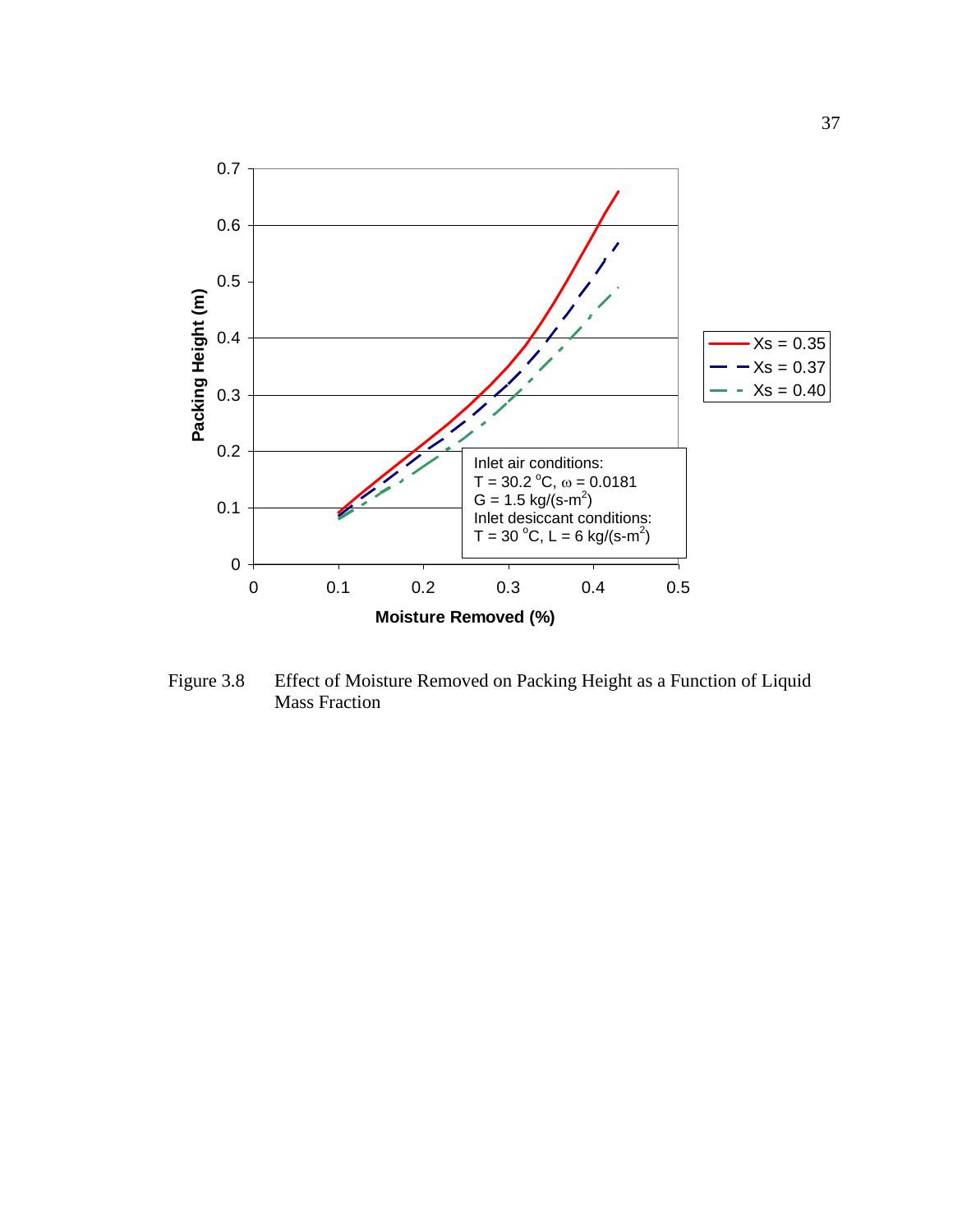Packing Height (m)

0.7
0.6
0.5
0.4
0.3
0.2
0.1
0

0
0.1
0.2
0.3
0.4
0.5

Moisture Removed (%)

Xs = 0.35
Xs = 0.37
Xs = 0.40

Inlet air conditions:
T = 30.2 °C, ω = 0.0181
G = 1.5 kg/(s-m²)
Inlet desiccant conditions:
T = 30 °C, L = 6 kg/(s-m²)

Figure 3.8 Effect of Moisture Removed on Packing Height as a Function of Liquid Mass Fraction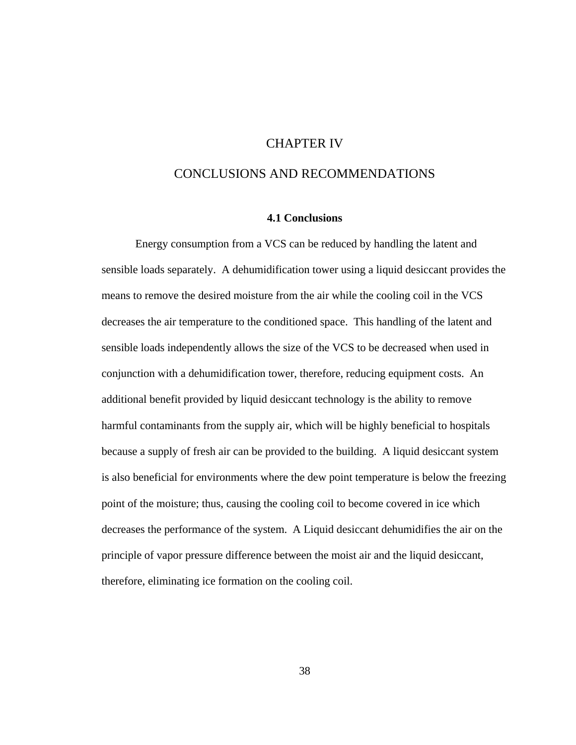# CHAPTER IV

# CONCLUSIONS AND RECOMMENDATIONS

### 4.1 Conclusions

Energy consumption from a VCS can be reduced by handling the latent and sensible loads separately. A dehumidification tower using a liquid desiccant provides the means to remove the desired moisture from the air while the cooling coil in the VCS decreases the air temperature to the conditioned space. This handling of the latent and sensible loads independently allows the size of the VCS to be decreased when used in conjunction with a dehumidification tower, therefore, reducing equipment costs. An additional benefit provided by liquid desiccant technology is the ability to remove harmful contaminants from the supply air, which will be highly beneficial to hospitals because a supply of fresh air can be provided to the building. A liquid desiccant system is also beneficial for environments where the dew point temperature is below the freezing point of the moisture; thus, causing the cooling coil to become covered in ice which decreases the performance of the system. A Liquid desiccant dehumidifies the air on the principle of vapor pressure difference between the moist air and the liquid desiccant, therefore, eliminating ice formation on the cooling coil.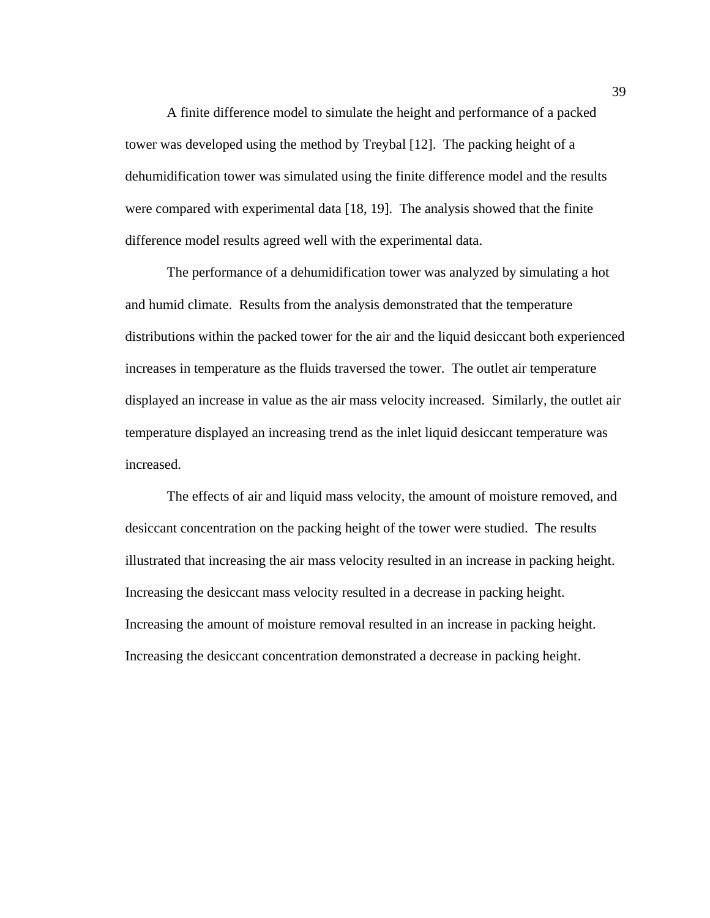A finite difference model to simulate the height and performance of a packed tower was developed using the method by Treybal [12]. The packing height of a dehumidification tower was simulated using the finite difference model and the results were compared with experimental data [18, 19]. The analysis showed that the finite difference model results agreed well with the experimental data.

The performance of a dehumidification tower was analyzed by simulating a hot and humid climate. Results from the analysis demonstrated that the temperature distributions within the packed tower for the air and the liquid desiccant both experienced increases in temperature as the fluids traversed the tower. The outlet air temperature displayed an increase in value as the air mass velocity increased. Similarly, the outlet air temperature displayed an increasing trend as the inlet liquid desiccant temperature was increased.

The effects of air and liquid mass velocity, the amount of moisture removed, and desiccant concentration on the packing height of the tower were studied. The results illustrated that increasing the air mass velocity resulted in an increase in packing height. Increasing the desiccant mass velocity resulted in a decrease in packing height. Increasing the amount of moisture removal resulted in an increase in packing height. Increasing the desiccant concentration demonstrated a decrease in packing height.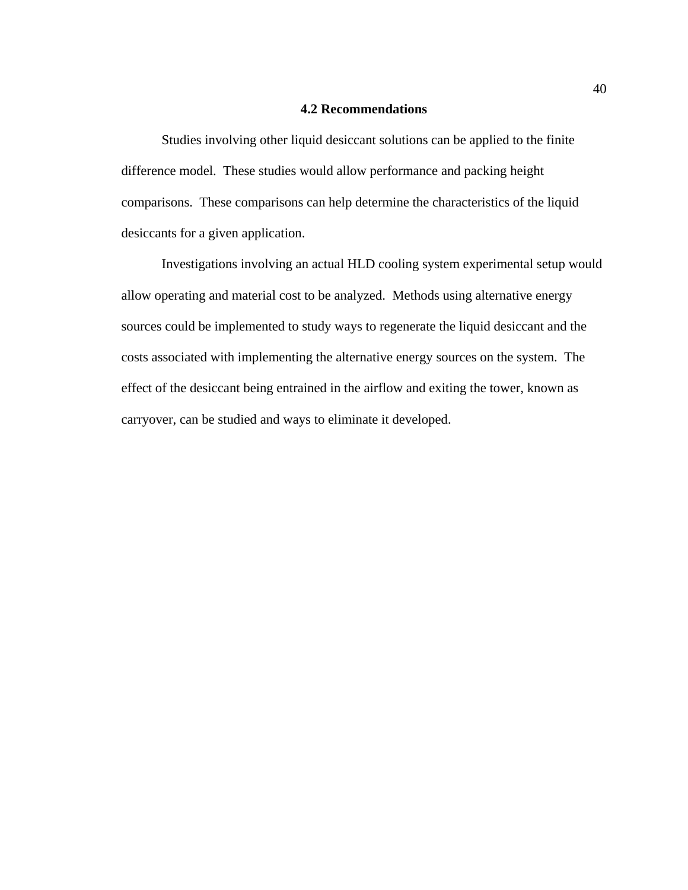## 4.2 Recommendations

Studies involving other liquid desiccant solutions can be applied to the finite difference model. These studies would allow performance and packing height comparisons. These comparisons can help determine the characteristics of the liquid desiccants for a given application.

Investigations involving an actual HLD cooling system experimental setup would allow operating and material cost to be analyzed. Methods using alternative energy sources could be implemented to study ways to regenerate the liquid desiccant and the costs associated with implementing the alternative energy sources on the system. The effect of the desiccant being entrained in the airflow and exiting the tower, known as carryover, can be studied and ways to eliminate it developed.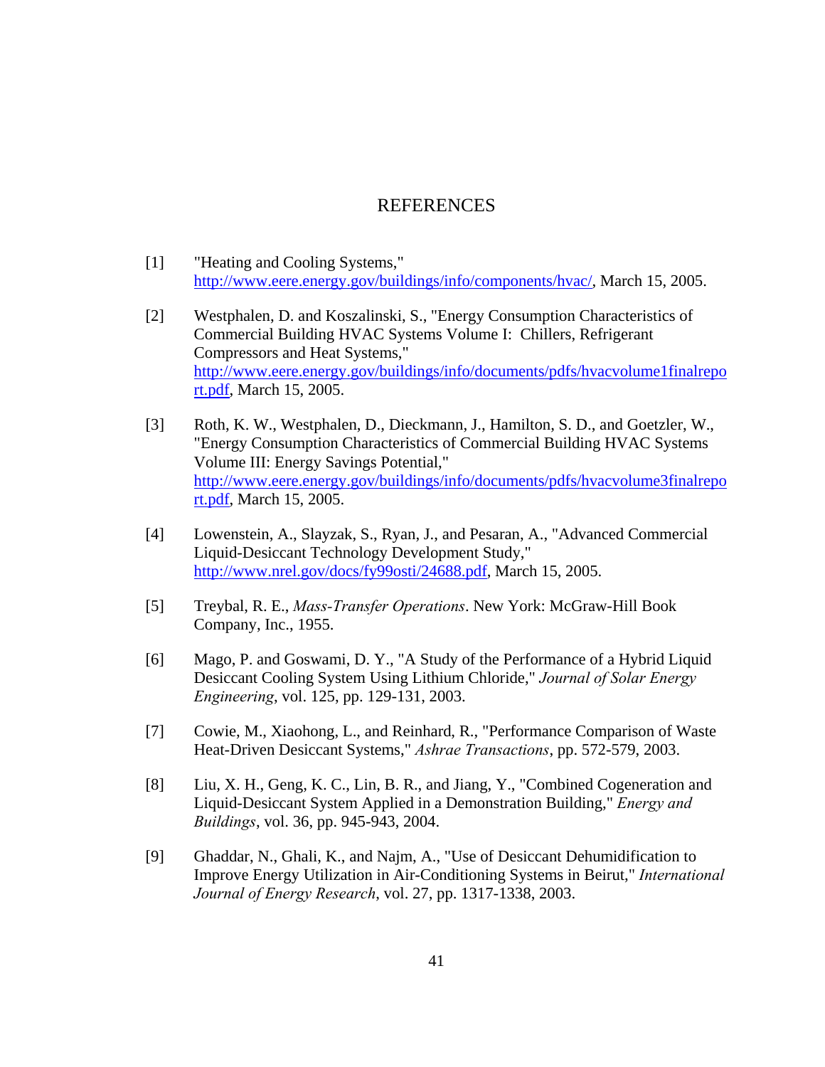# REFERENCES

[1] "Heating and Cooling Systems," http://www.eere.energy.gov/buildings/info/components/hvac/, March 15, 2005.

[2] Westphalen, D. and Koszalinski, S., "Energy Consumption Characteristics of Commercial Building HVAC Systems Volume I: Chillers, Refrigerant Compressors and Heat Systems," http://www.eere.energy.gov/buildings/info/documents/pdfs/hvacvolume1finalreport.pdf, March 15, 2005.

[3] Roth, K. W., Westphalen, D., Dieckmann, J., Hamilton, S. D., and Goetzler, W., "Energy Consumption Characteristics of Commercial Building HVAC Systems Volume III: Energy Savings Potential," http://www.eere.energy.gov/buildings/info/documents/pdfs/hvacvolume3finalreport.pdf, March 15, 2005.

[4] Lowenstein, A., Slayzak, S., Ryan, J., and Pesaran, A., "Advanced Commercial Liquid-Desiccant Technology Development Study," http://www.nrel.gov/docs/fy99osti/24688.pdf, March 15, 2005.

[5] Treybal, R. E., *Mass-Transfer Operations*. New York: McGraw-Hill Book Company, Inc., 1955.

[6] Mago, P. and Goswami, D. Y., "A Study of the Performance of a Hybrid Liquid Desiccant Cooling System Using Lithium Chloride," *Journal of Solar Energy Engineering*, vol. 125, pp. 129-131, 2003.

[7] Cowie, M., Xiaohong, L., and Reinhard, R., "Performance Comparison of Waste Heat-Driven Desiccant Systems," *Ashrae Transactions*, pp. 572-579, 2003.

[8] Liu, X. H., Geng, K. C., Lin, B. R., and Jiang, Y., "Combined Cogeneration and Liquid-Desiccant System Applied in a Demonstration Building," *Energy and Buildings*, vol. 36, pp. 945-943, 2004.

[9] Ghaddar, N., Ghali, K., and Najm, A., "Use of Desiccant Dehumidification to Improve Energy Utilization in Air-Conditioning Systems in Beirut," *International Journal of Energy Research*, vol. 27, pp. 1317-1338, 2003.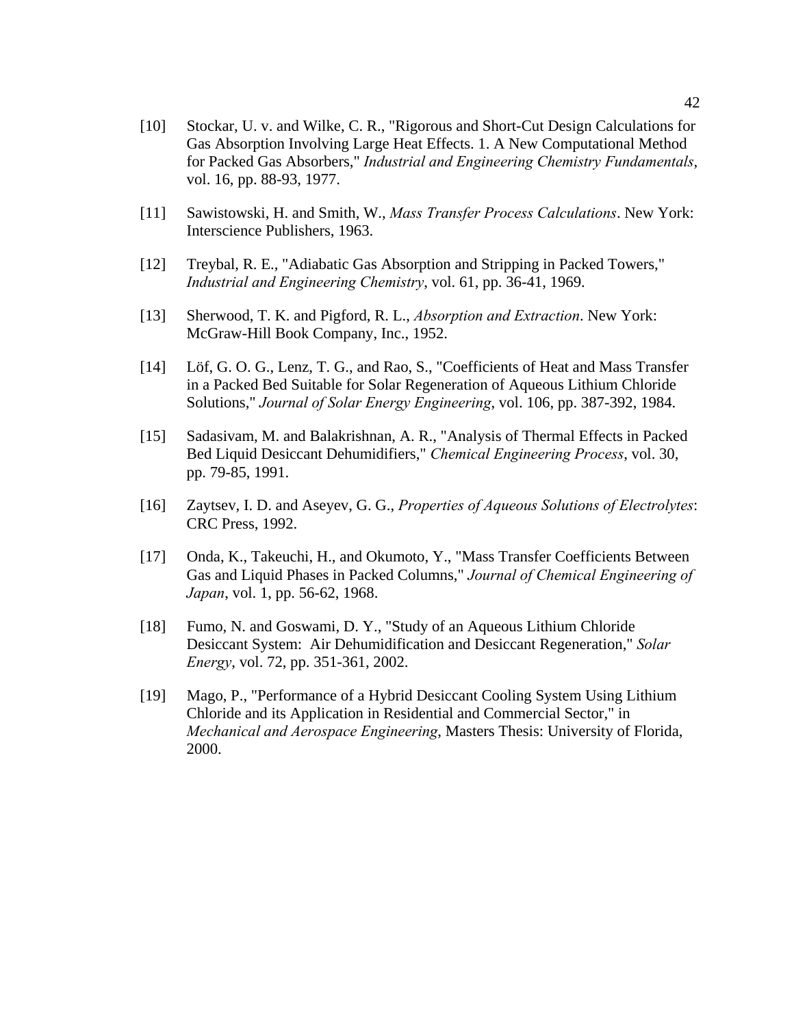[10] Stockar, U. v. and Wilke, C. R., "Rigorous and Short-Cut Design Calculations for Gas Absorption Involving Large Heat Effects. 1. A New Computational Method for Packed Gas Absorbers," *Industrial and Engineering Chemistry Fundamentals*, vol. 16, pp. 88-93, 1977.

[11] Sawistowski, H. and Smith, W., *Mass Transfer Process Calculations*. New York: Interscience Publishers, 1963.

[12] Treybal, R. E., "Adiabatic Gas Absorption and Stripping in Packed Towers," *Industrial and Engineering Chemistry*, vol. 61, pp. 36-41, 1969.

[13] Sherwood, T. K. and Pigford, R. L., *Absorption and Extraction*. New York: McGraw-Hill Book Company, Inc., 1952.

[14] Löf, G. O. G., Lenz, T. G., and Rao, S., "Coefficients of Heat and Mass Transfer in a Packed Bed Suitable for Solar Regeneration of Aqueous Lithium Chloride Solutions," *Journal of Solar Energy Engineering*, vol. 106, pp. 387-392, 1984.

[15] Sadasivam, M. and Balakrishnan, A. R., "Analysis of Thermal Effects in Packed Bed Liquid Desiccant Dehumidifiers," *Chemical Engineering Process*, vol. 30, pp. 79-85, 1991.

[16] Zaytsev, I. D. and Aseyev, G. G., *Properties of Aqueous Solutions of Electrolytes*: CRC Press, 1992.

[17] Onda, K., Takeuchi, H., and Okumoto, Y., "Mass Transfer Coefficients Between Gas and Liquid Phases in Packed Columns," *Journal of Chemical Engineering of Japan*, vol. 1, pp. 56-62, 1968.

[18] Fumo, N. and Goswami, D. Y., "Study of an Aqueous Lithium Chloride Desiccant System: Air Dehumidification and Desiccant Regeneration," *Solar Energy*, vol. 72, pp. 351-361, 2002.

[19] Mago, P., "Performance of a Hybrid Desiccant Cooling System Using Lithium Chloride and its Application in Residential and Commercial Sector," in *Mechanical and Aerospace Engineering*, Masters Thesis: University of Florida, 2000.